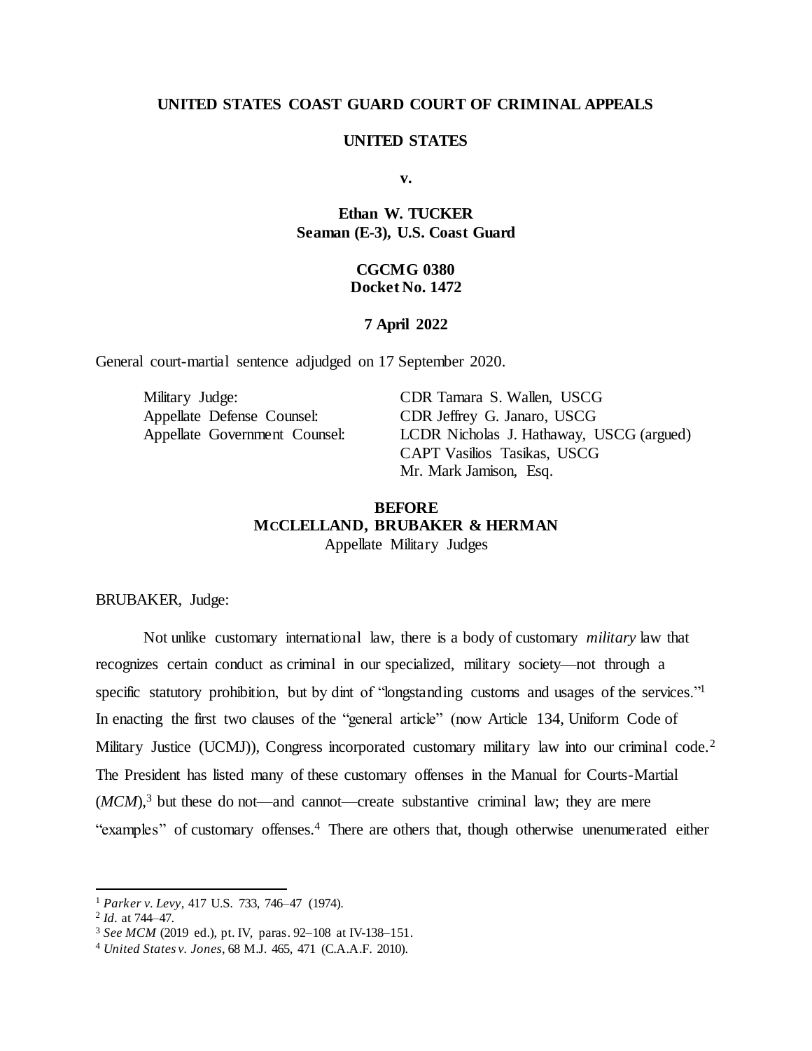**UNITED STATES COAST GUARD COURT OF CRIMINAL APPEALS**

**UNITED STATES**

**v.**

**Ethan W. TUCKER**
**Seaman (E-3), U.S. Coast Guard**

**CGCMG 0380**
**Docket No. 1472**

**7 April 2022**

General court-martial sentence adjudged on 17 September 2020.

| | |
|---|---|
| Military Judge: | CDR Tamara S. Wallen, USCG |
| Appellate Defense Counsel: | CDR Jeffrey G. Janaro, USCG |
| Appellate Government Counsel: | LCDR Nicholas J. Hathaway, USCG (argued) |
| | CAPT Vasilios Tasikas, USCG |
| | Mr. Mark Jamison, Esq. |

**BEFORE**
**MCCLELLAND, BRUBAKER & HERMAN**
Appellate Military Judges

BRUBAKER, Judge:

Not unlike customary international law, there is a body of customary *military* law that recognizes certain conduct as criminal in our specialized, military society—not through a specific statutory prohibition, but by dint of "longstanding customs and usages of the services."[1] In enacting the first two clauses of the "general article" (now Article 134, Uniform Code of Military Justice (UCMJ)), Congress incorporated customary military law into our criminal code.[2] The President has listed many of these customary offenses in the Manual for Courts-Martial (*MCM*),[3] but these do not—and cannot—create substantive criminal law; they are mere "examples" of customary offenses.[4] There are others that, though otherwise unenumerated either

---

[1] *Parker v. Levy*, 417 U.S. 733, 746–47 (1974).

[2] *Id.* at 744–47.

[3] *See MCM* (2019 ed.), pt. IV, paras. 92–108 at IV-138–151.

[4] *United States v. Jones*, 68 M.J. 465, 471 (C.A.A.F. 2010).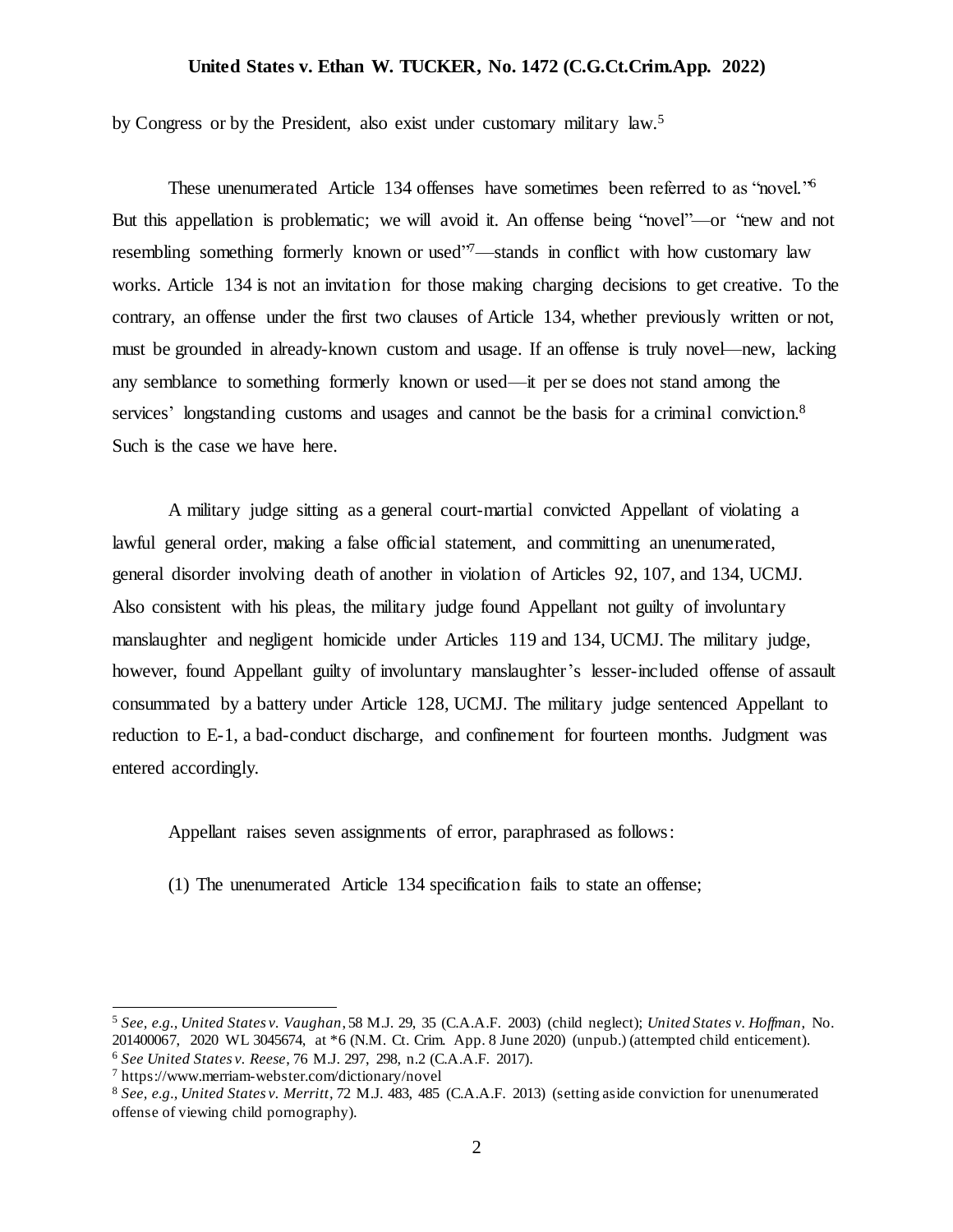by Congress or by the President, also exist under customary military law.[5]

These unenumerated Article 134 offenses have sometimes been referred to as "novel."[6] But this appellation is problematic; we will avoid it. An offense being "novel"—or "new and not resembling something formerly known or used"[7]—stands in conflict with how customary law works. Article 134 is not an invitation for those making charging decisions to get creative. To the contrary, an offense under the first two clauses of Article 134, whether previously written or not, must be grounded in already-known custom and usage. If an offense is truly novel—new, lacking any semblance to something formerly known or used—it per se does not stand among the services' longstanding customs and usages and cannot be the basis for a criminal conviction.[8] Such is the case we have here.

A military judge sitting as a general court-martial convicted Appellant of violating a lawful general order, making a false official statement, and committing an unenumerated, general disorder involving death of another in violation of Articles 92, 107, and 134, UCMJ. Also consistent with his pleas, the military judge found Appellant not guilty of involuntary manslaughter and negligent homicide under Articles 119 and 134, UCMJ. The military judge, however, found Appellant guilty of involuntary manslaughter's lesser-included offense of assault consummated by a battery under Article 128, UCMJ. The military judge sentenced Appellant to reduction to E-1, a bad-conduct discharge, and confinement for fourteen months. Judgment was entered accordingly.

Appellant raises seven assignments of error, paraphrased as follows:

(1) The unenumerated Article 134 specification fails to state an offense;

---

[5] *See, e.g., United States v. Vaughan*, 58 M.J. 29, 35 (C.A.A.F. 2003) (child neglect); *United States v. Hoffman*, No. 201400067, 2020 WL 3045674, at *6 (N.M. Ct. Crim. App. 8 June 2020) (unpub.) (attempted child enticement).

[6] *See United States v. Reese*, 76 M.J. 297, 298, n.2 (C.A.A.F. 2017).

[7] https://www.merriam-webster.com/dictionary/novel

[8] *See, e.g., United States v. Merritt*, 72 M.J. 483, 485 (C.A.A.F. 2013) (setting aside conviction for unenumerated offense of viewing child pornography).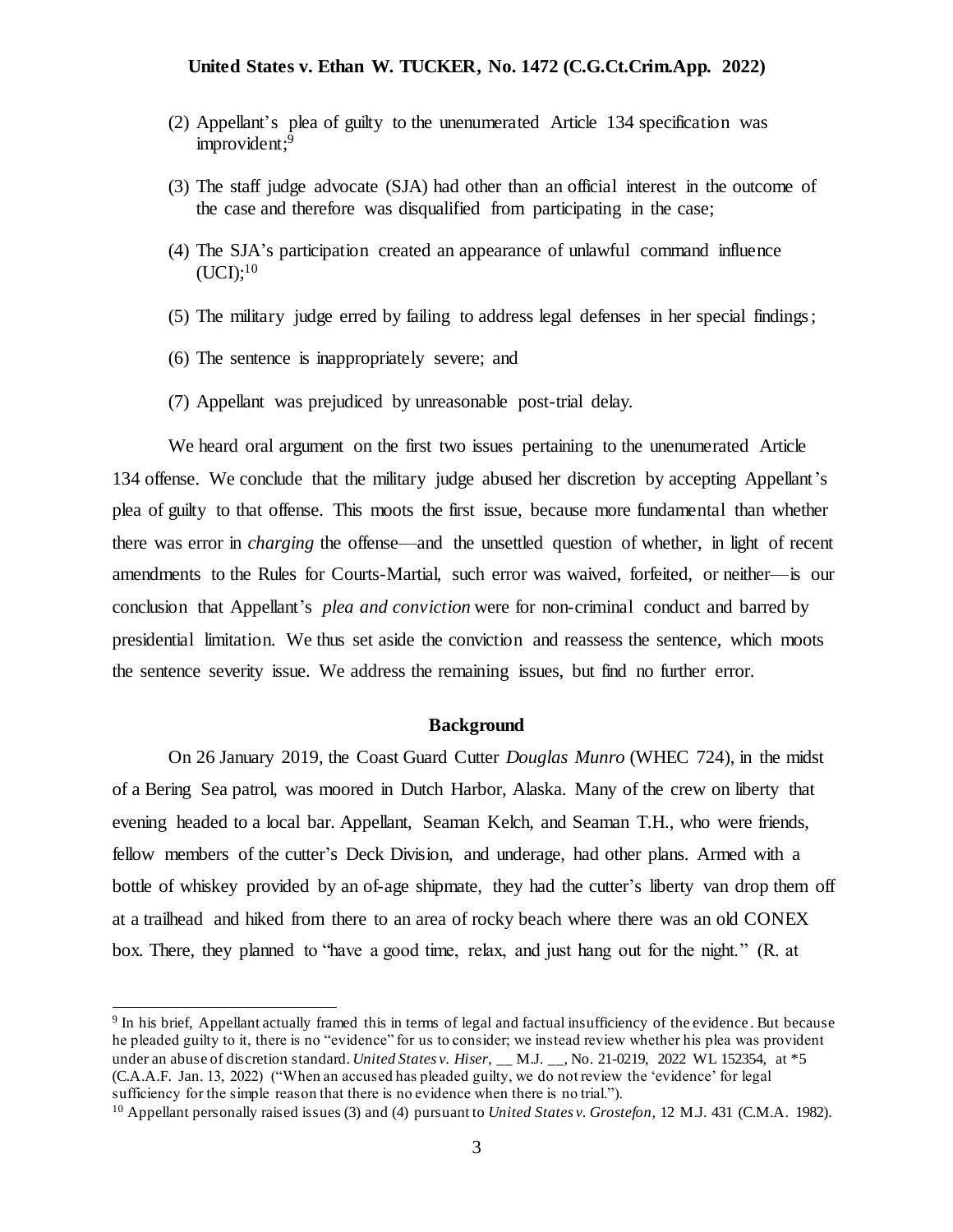(2) Appellant's plea of guilty to the unenumerated Article 134 specification was improvident;[9]

(3) The staff judge advocate (SJA) had other than an official interest in the outcome of the case and therefore was disqualified from participating in the case;

(4) The SJA's participation created an appearance of unlawful command influence (UCI);[10]

(5) The military judge erred by failing to address legal defenses in her special findings;

(6) The sentence is inappropriately severe; and

(7) Appellant was prejudiced by unreasonable post-trial delay.

We heard oral argument on the first two issues pertaining to the unenumerated Article 134 offense. We conclude that the military judge abused her discretion by accepting Appellant's plea of guilty to that offense. This moots the first issue, because more fundamental than whether there was error in *charging* the offense—and the unsettled question of whether, in light of recent amendments to the Rules for Courts-Martial, such error was waived, forfeited, or neither—is our conclusion that Appellant's *plea and conviction* were for non-criminal conduct and barred by presidential limitation. We thus set aside the conviction and reassess the sentence, which moots the sentence severity issue. We address the remaining issues, but find no further error.

## Background

On 26 January 2019, the Coast Guard Cutter *Douglas Munro* (WHEC 724), in the midst of a Bering Sea patrol, was moored in Dutch Harbor, Alaska. Many of the crew on liberty that evening headed to a local bar. Appellant, Seaman Kelch, and Seaman T.H., who were friends, fellow members of the cutter's Deck Division, and underage, had other plans. Armed with a bottle of whiskey provided by an of-age shipmate, they had the cutter's liberty van drop them off at a trailhead and hiked from there to an area of rocky beach where there was an old CONEX box. There, they planned to "have a good time, relax, and just hang out for the night." (R. at

---

[9] In his brief, Appellant actually framed this in terms of legal and factual insufficiency of the evidence. But because he pleaded guilty to it, there is no "evidence" for us to consider; we instead review whether his plea was provident under an abuse of discretion standard. *United States v. Hiser*, __ M.J. __, No. 21-0219, 2022 WL 152354, at *5 (C.A.A.F. Jan. 13, 2022) ("When an accused has pleaded guilty, we do not review the 'evidence' for legal sufficiency for the simple reason that there is no evidence when there is no trial.").

[10] Appellant personally raised issues (3) and (4) pursuant to *United States v. Grostefon*, 12 M.J. 431 (C.M.A. 1982).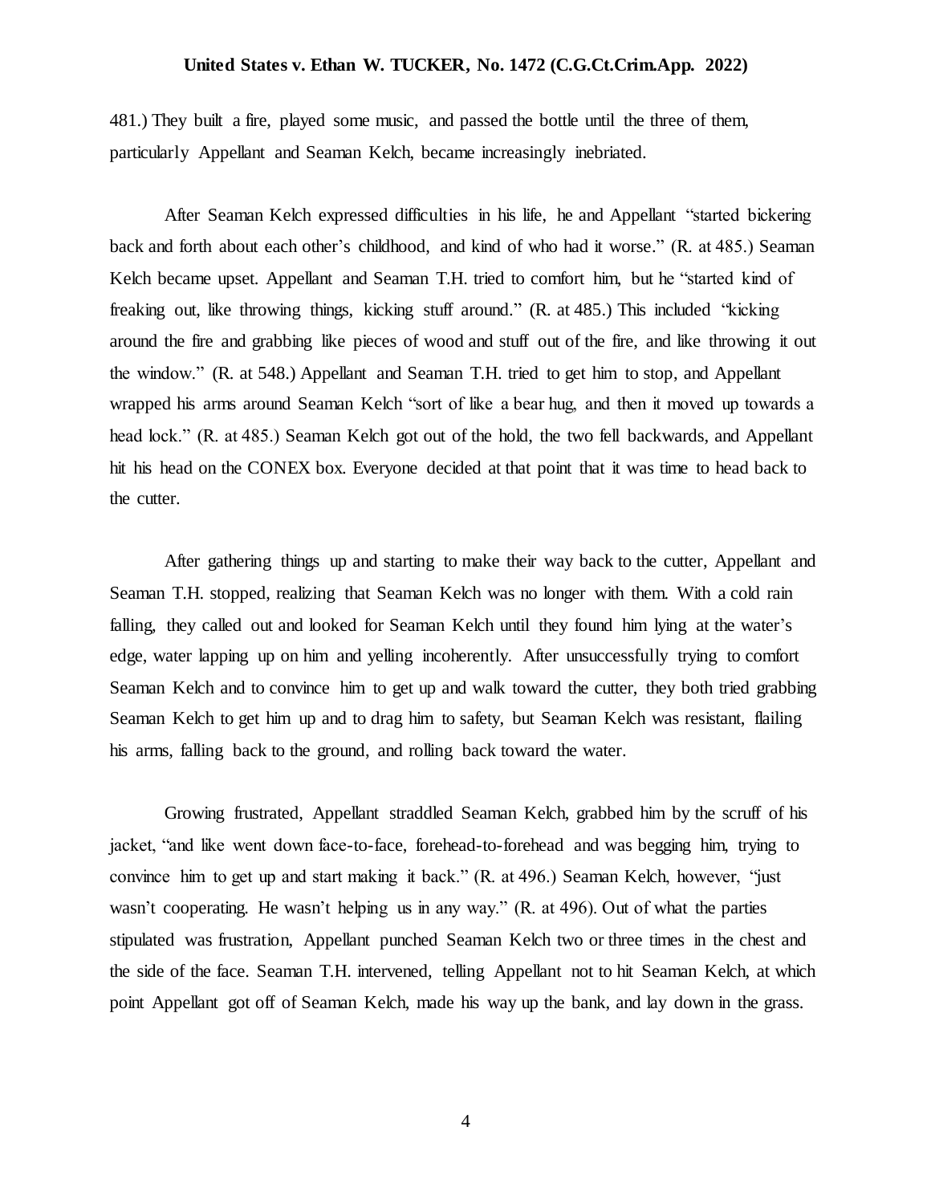481.) They built a fire, played some music, and passed the bottle until the three of them, particularly Appellant and Seaman Kelch, became increasingly inebriated.

After Seaman Kelch expressed difficulties in his life, he and Appellant "started bickering back and forth about each other's childhood, and kind of who had it worse." (R. at 485.) Seaman Kelch became upset. Appellant and Seaman T.H. tried to comfort him, but he "started kind of freaking out, like throwing things, kicking stuff around." (R. at 485.) This included "kicking around the fire and grabbing like pieces of wood and stuff out of the fire, and like throwing it out the window." (R. at 548.) Appellant and Seaman T.H. tried to get him to stop, and Appellant wrapped his arms around Seaman Kelch "sort of like a bear hug, and then it moved up towards a head lock." (R. at 485.) Seaman Kelch got out of the hold, the two fell backwards, and Appellant hit his head on the CONEX box. Everyone decided at that point that it was time to head back to the cutter.

After gathering things up and starting to make their way back to the cutter, Appellant and Seaman T.H. stopped, realizing that Seaman Kelch was no longer with them. With a cold rain falling, they called out and looked for Seaman Kelch until they found him lying at the water's edge, water lapping up on him and yelling incoherently. After unsuccessfully trying to comfort Seaman Kelch and to convince him to get up and walk toward the cutter, they both tried grabbing Seaman Kelch to get him up and to drag him to safety, but Seaman Kelch was resistant, flailing his arms, falling back to the ground, and rolling back toward the water.

Growing frustrated, Appellant straddled Seaman Kelch, grabbed him by the scruff of his jacket, "and like went down face-to-face, forehead-to-forehead and was begging him, trying to convince him to get up and start making it back." (R. at 496.) Seaman Kelch, however, "just wasn't cooperating. He wasn't helping us in any way." (R. at 496). Out of what the parties stipulated was frustration, Appellant punched Seaman Kelch two or three times in the chest and the side of the face. Seaman T.H. intervened, telling Appellant not to hit Seaman Kelch, at which point Appellant got off of Seaman Kelch, made his way up the bank, and lay down in the grass.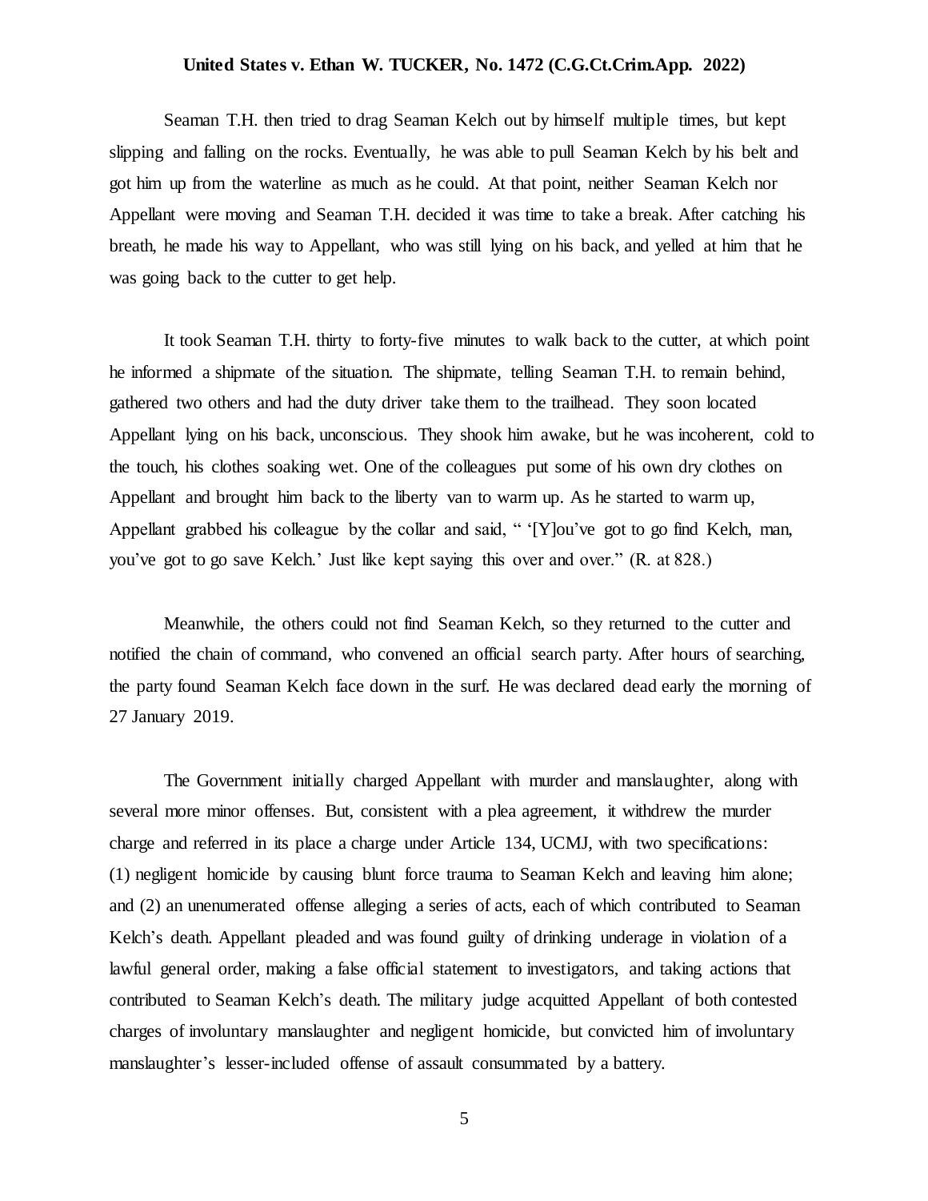Seaman T.H. then tried to drag Seaman Kelch out by himself multiple times, but kept slipping and falling on the rocks. Eventually, he was able to pull Seaman Kelch by his belt and got him up from the waterline as much as he could. At that point, neither Seaman Kelch nor Appellant were moving and Seaman T.H. decided it was time to take a break. After catching his breath, he made his way to Appellant, who was still lying on his back, and yelled at him that he was going back to the cutter to get help.

It took Seaman T.H. thirty to forty-five minutes to walk back to the cutter, at which point he informed a shipmate of the situation. The shipmate, telling Seaman T.H. to remain behind, gathered two others and had the duty driver take them to the trailhead. They soon located Appellant lying on his back, unconscious. They shook him awake, but he was incoherent, cold to the touch, his clothes soaking wet. One of the colleagues put some of his own dry clothes on Appellant and brought him back to the liberty van to warm up. As he started to warm up, Appellant grabbed his colleague by the collar and said, " '[Y]ou've got to go find Kelch, man, you've got to go save Kelch.' Just like kept saying this over and over." (R. at 828.)

Meanwhile, the others could not find Seaman Kelch, so they returned to the cutter and notified the chain of command, who convened an official search party. After hours of searching, the party found Seaman Kelch face down in the surf. He was declared dead early the morning of 27 January 2019.

The Government initially charged Appellant with murder and manslaughter, along with several more minor offenses. But, consistent with a plea agreement, it withdrew the murder charge and referred in its place a charge under Article 134, UCMJ, with two specifications: (1) negligent homicide by causing blunt force trauma to Seaman Kelch and leaving him alone; and (2) an unenumerated offense alleging a series of acts, each of which contributed to Seaman Kelch's death. Appellant pleaded and was found guilty of drinking underage in violation of a lawful general order, making a false official statement to investigators, and taking actions that contributed to Seaman Kelch's death. The military judge acquitted Appellant of both contested charges of involuntary manslaughter and negligent homicide, but convicted him of involuntary manslaughter's lesser-included offense of assault consummated by a battery.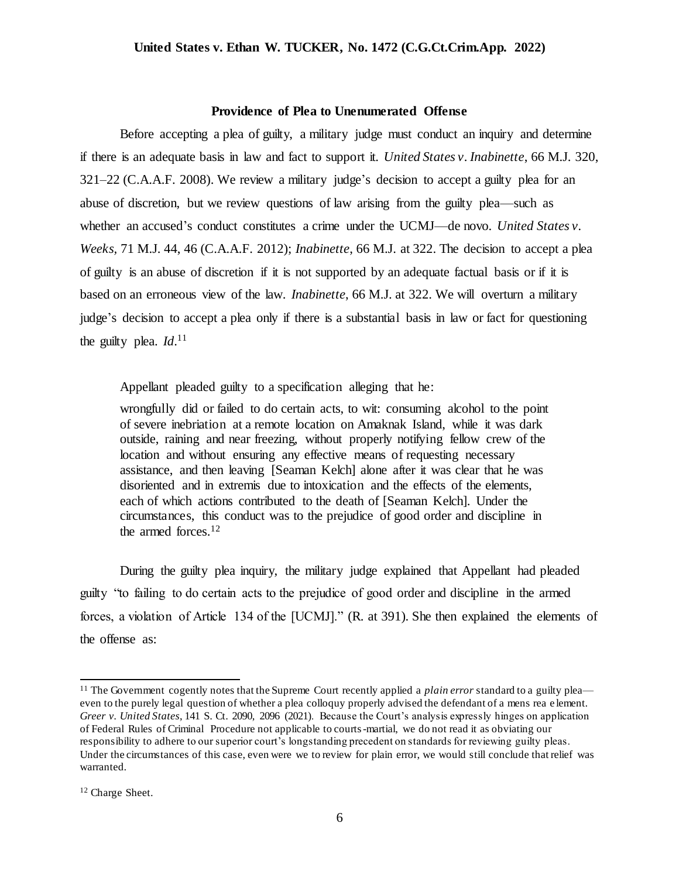**Providence of Plea to Unenumerated Offense**

Before accepting a plea of guilty, a military judge must conduct an inquiry and determine if there is an adequate basis in law and fact to support it. *United States v. Inabinette*, 66 M.J. 320, 321–22 (C.A.A.F. 2008). We review a military judge's decision to accept a guilty plea for an abuse of discretion, but we review questions of law arising from the guilty plea—such as whether an accused's conduct constitutes a crime under the UCMJ—de novo. *United States v. Weeks*, 71 M.J. 44, 46 (C.A.A.F. 2012); *Inabinette*, 66 M.J. at 322. The decision to accept a plea of guilty is an abuse of discretion if it is not supported by an adequate factual basis or if it is based on an erroneous view of the law. *Inabinette*, 66 M.J. at 322. We will overturn a military judge's decision to accept a plea only if there is a substantial basis in law or fact for questioning the guilty plea. *Id*.[11]

Appellant pleaded guilty to a specification alleging that he:

> wrongfully did or failed to do certain acts, to wit: consuming alcohol to the point of severe inebriation at a remote location on Amaknak Island, while it was dark outside, raining and near freezing, without properly notifying fellow crew of the location and without ensuring any effective means of requesting necessary assistance, and then leaving [Seaman Kelch] alone after it was clear that he was disoriented and in extremis due to intoxication and the effects of the elements, each of which actions contributed to the death of [Seaman Kelch]. Under the circumstances, this conduct was to the prejudice of good order and discipline in the armed forces.[12]

During the guilty plea inquiry, the military judge explained that Appellant had pleaded guilty "to failing to do certain acts to the prejudice of good order and discipline in the armed forces, a violation of Article 134 of the [UCMJ]." (R. at 391). She then explained the elements of the offense as:

---

[11] The Government cogently notes that the Supreme Court recently applied a *plain error* standard to a guilty plea—even to the purely legal question of whether a plea colloquy properly advised the defendant of a mens rea element. *Greer v. United States*, 141 S. Ct. 2090, 2096 (2021). Because the Court's analysis expressly hinges on application of Federal Rules of Criminal Procedure not applicable to courts-martial, we do not read it as obviating our responsibility to adhere to our superior court's longstanding precedent on standards for reviewing guilty pleas. Under the circumstances of this case, even were we to review for plain error, we would still conclude that relief was warranted.

[12] Charge Sheet.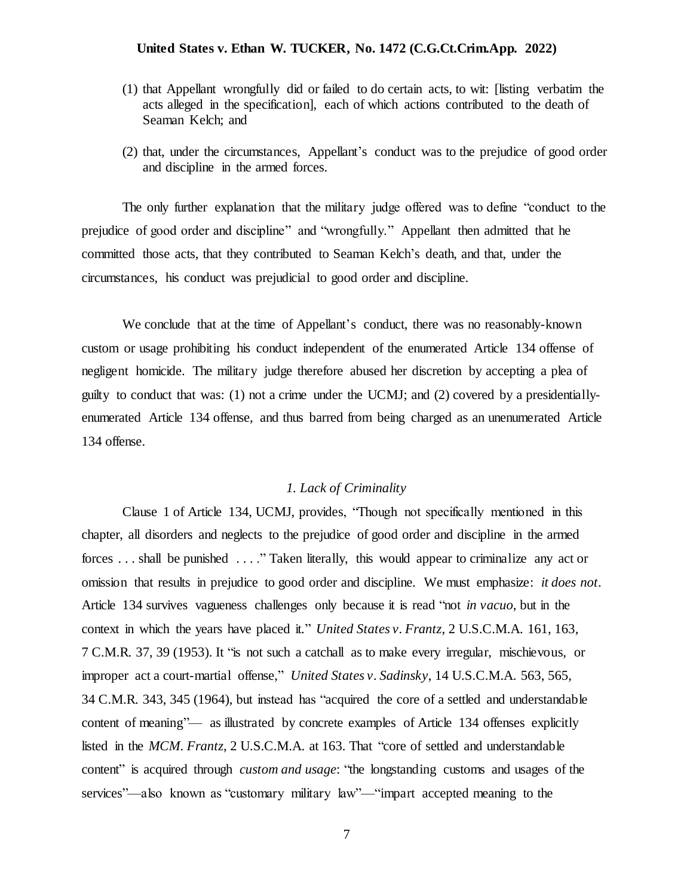(1) that Appellant wrongfully did or failed to do certain acts, to wit: [listing verbatim the acts alleged in the specification], each of which actions contributed to the death of Seaman Kelch; and

(2) that, under the circumstances, Appellant's conduct was to the prejudice of good order and discipline in the armed forces.

The only further explanation that the military judge offered was to define "conduct to the prejudice of good order and discipline" and "wrongfully." Appellant then admitted that he committed those acts, that they contributed to Seaman Kelch's death, and that, under the circumstances, his conduct was prejudicial to good order and discipline.

We conclude that at the time of Appellant's conduct, there was no reasonably-known custom or usage prohibiting his conduct independent of the enumerated Article 134 offense of negligent homicide. The military judge therefore abused her discretion by accepting a plea of guilty to conduct that was: (1) not a crime under the UCMJ; and (2) covered by a presidentially-enumerated Article 134 offense, and thus barred from being charged as an unenumerated Article 134 offense.

*1. Lack of Criminality*

Clause 1 of Article 134, UCMJ, provides, "Though not specifically mentioned in this chapter, all disorders and neglects to the prejudice of good order and discipline in the armed forces . . . shall be punished . . . ." Taken literally, this would appear to criminalize any act or omission that results in prejudice to good order and discipline. We must emphasize: *it does not*. Article 134 survives vagueness challenges only because it is read "not *in vacuo*, but in the context in which the years have placed it." *United States v. Frantz*, 2 U.S.C.M.A. 161, 163, 7 C.M.R. 37, 39 (1953). It "is not such a catchall as to make every irregular, mischievous, or improper act a court-martial offense," *United States v. Sadinsky*, 14 U.S.C.M.A. 563, 565, 34 C.M.R. 343, 345 (1964), but instead has "acquired the core of a settled and understandable content of meaning"— as illustrated by concrete examples of Article 134 offenses explicitly listed in the *MCM*. *Frantz*, 2 U.S.C.M.A. at 163. That "core of settled and understandable content" is acquired through *custom and usage*: "the longstanding customs and usages of the services"—also known as "customary military law"—"impart accepted meaning to the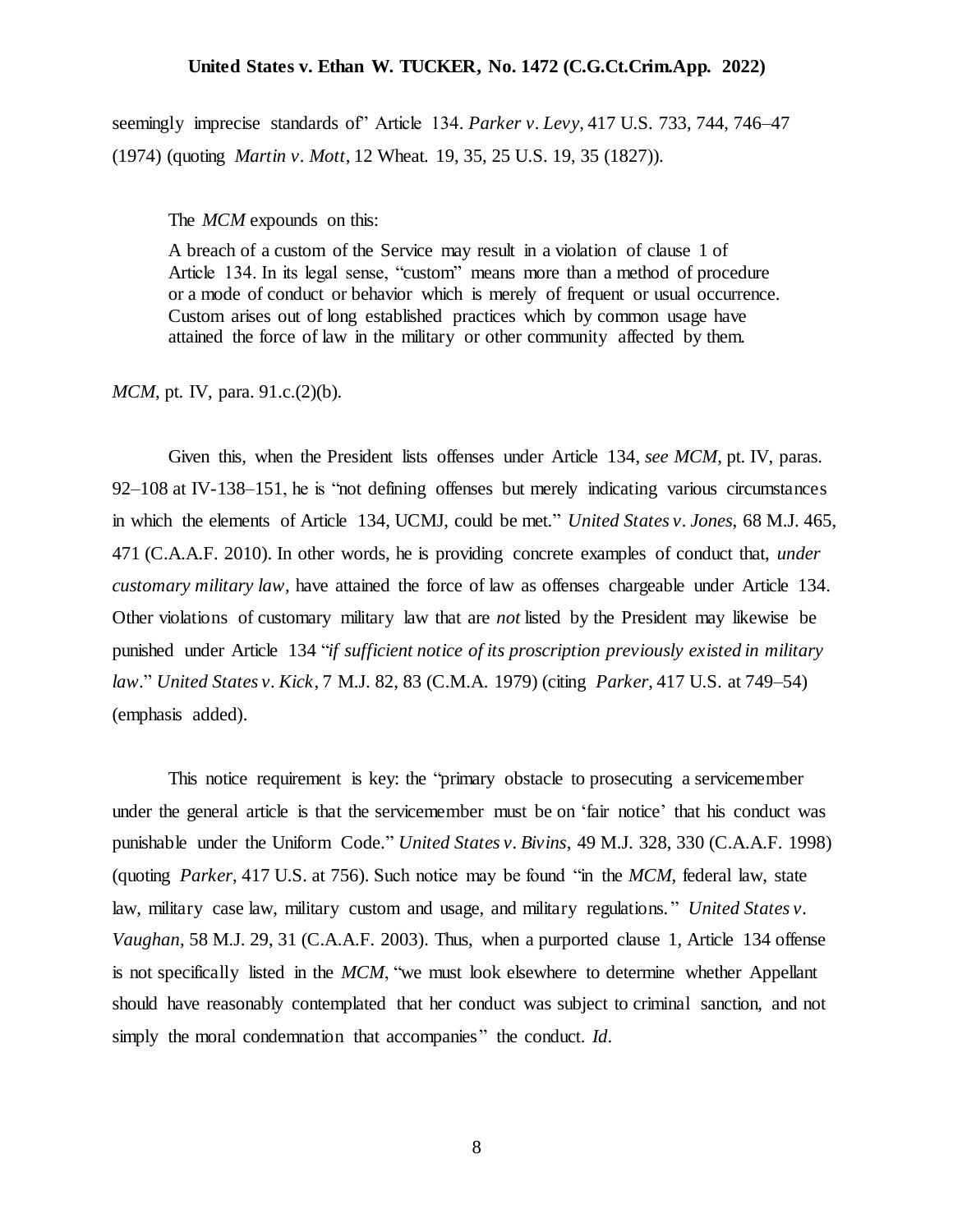seemingly imprecise standards of" Article 134. *Parker v. Levy*, 417 U.S. 733, 744, 746–47 (1974) (quoting *Martin v. Mott*, 12 Wheat. 19, 35, 25 U.S. 19, 35 (1827)).

The *MCM* expounds on this:

> A breach of a custom of the Service may result in a violation of clause 1 of Article 134. In its legal sense, "custom" means more than a method of procedure or a mode of conduct or behavior which is merely of frequent or usual occurrence. Custom arises out of long established practices which by common usage have attained the force of law in the military or other community affected by them.

*MCM*, pt. IV, para. 91.c.(2)(b).

Given this, when the President lists offenses under Article 134, *see MCM*, pt. IV, paras. 92–108 at IV-138–151, he is "not defining offenses but merely indicating various circumstances in which the elements of Article 134, UCMJ, could be met." *United States v. Jones*, 68 M.J. 465, 471 (C.A.A.F. 2010). In other words, he is providing concrete examples of conduct that, *under customary military law*, have attained the force of law as offenses chargeable under Article 134. Other violations of customary military law that are *not* listed by the President may likewise be punished under Article 134 "*if sufficient notice of its proscription previously existed in military law*." *United States v. Kick*, 7 M.J. 82, 83 (C.M.A. 1979) (citing *Parker*, 417 U.S. at 749–54) (emphasis added).

This notice requirement is key: the "primary obstacle to prosecuting a servicemember under the general article is that the servicemember must be on 'fair notice' that his conduct was punishable under the Uniform Code." *United States v. Bivins*, 49 M.J. 328, 330 (C.A.A.F. 1998) (quoting *Parker*, 417 U.S. at 756). Such notice may be found "in the *MCM*, federal law, state law, military case law, military custom and usage, and military regulations." *United States v. Vaughan*, 58 M.J. 29, 31 (C.A.A.F. 2003). Thus, when a purported clause 1, Article 134 offense is not specifically listed in the *MCM*, "we must look elsewhere to determine whether Appellant should have reasonably contemplated that her conduct was subject to criminal sanction, and not simply the moral condemnation that accompanies" the conduct. *Id*.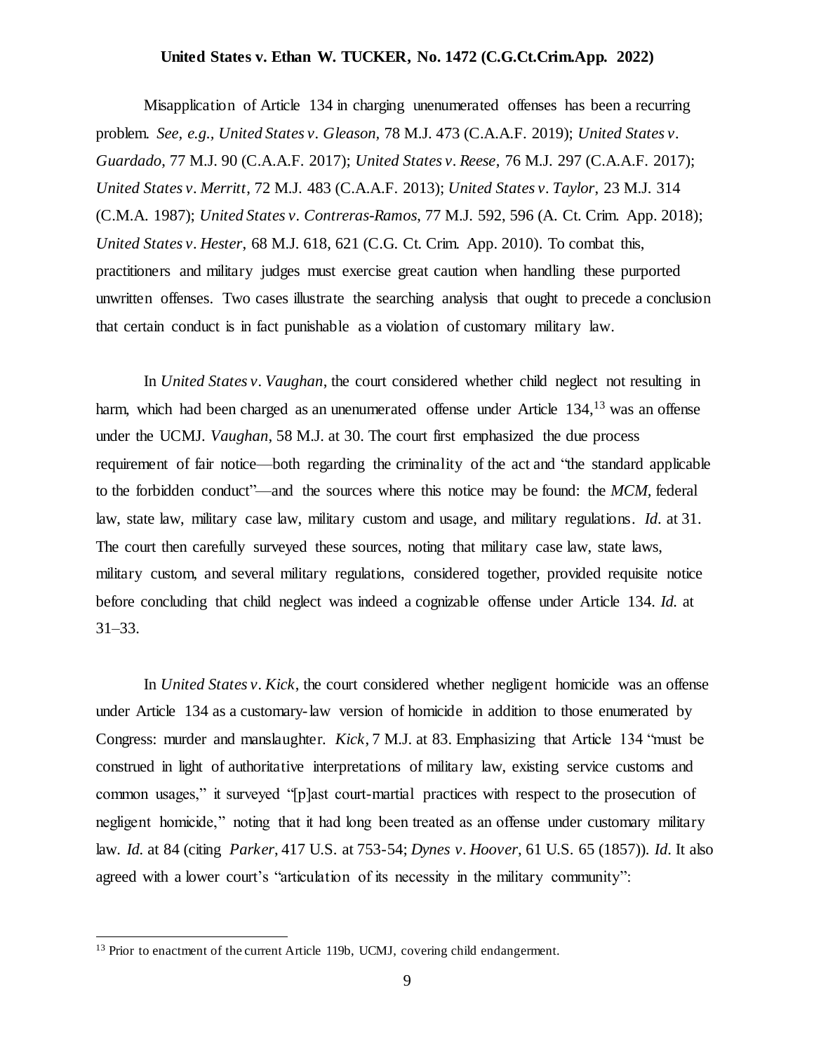Misapplication of Article 134 in charging unenumerated offenses has been a recurring problem. *See, e.g.*, *United States v. Gleason*, 78 M.J. 473 (C.A.A.F. 2019); *United States v. Guardado*, 77 M.J. 90 (C.A.A.F. 2017); *United States v. Reese*, 76 M.J. 297 (C.A.A.F. 2017); *United States v. Merritt*, 72 M.J. 483 (C.A.A.F. 2013); *United States v. Taylor*, 23 M.J. 314 (C.M.A. 1987); *United States v. Contreras-Ramos*, 77 M.J. 592, 596 (A. Ct. Crim. App. 2018); *United States v. Hester*, 68 M.J. 618, 621 (C.G. Ct. Crim. App. 2010). To combat this, practitioners and military judges must exercise great caution when handling these purported unwritten offenses. Two cases illustrate the searching analysis that ought to precede a conclusion that certain conduct is in fact punishable as a violation of customary military law.

In *United States v. Vaughan*, the court considered whether child neglect not resulting in harm, which had been charged as an unenumerated offense under Article 134,[13] was an offense under the UCMJ. *Vaughan*, 58 M.J. at 30. The court first emphasized the due process requirement of fair notice—both regarding the criminality of the act and "the standard applicable to the forbidden conduct"—and the sources where this notice may be found: the *MCM*, federal law, state law, military case law, military custom and usage, and military regulations. *Id.* at 31. The court then carefully surveyed these sources, noting that military case law, state laws, military custom, and several military regulations, considered together, provided requisite notice before concluding that child neglect was indeed a cognizable offense under Article 134. *Id.* at 31–33.

In *United States v. Kick*, the court considered whether negligent homicide was an offense under Article 134 as a customary-law version of homicide in addition to those enumerated by Congress: murder and manslaughter. *Kick*, 7 M.J. at 83. Emphasizing that Article 134 "must be construed in light of authoritative interpretations of military law, existing service customs and common usages," it surveyed "[p]ast court-martial practices with respect to the prosecution of negligent homicide," noting that it had long been treated as an offense under customary military law. *Id.* at 84 (citing *Parker*, 417 U.S. at 753-54; *Dynes v. Hoover*, 61 U.S. 65 (1857)). *Id.* It also agreed with a lower court's "articulation of its necessity in the military community":

---

[13] Prior to enactment of the current Article 119b, UCMJ, covering child endangerment.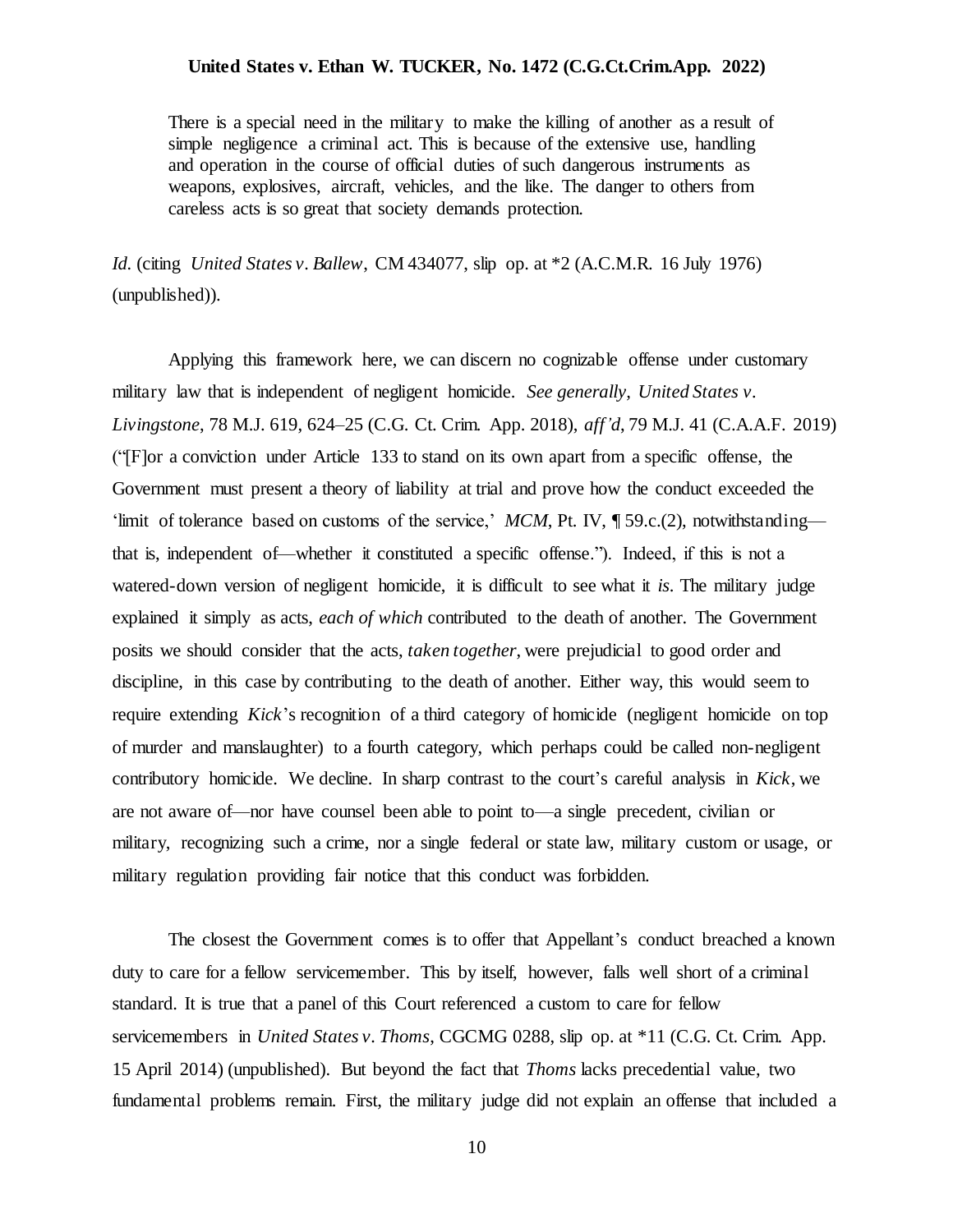> There is a special need in the military to make the killing of another as a result of simple negligence a criminal act. This is because of the extensive use, handling and operation in the course of official duties of such dangerous instruments as weapons, explosives, aircraft, vehicles, and the like. The danger to others from careless acts is so great that society demands protection.

*Id.* (citing *United States v. Ballew*, CM 434077, slip op. at *2 (A.C.M.R. 16 July 1976) (unpublished)).

Applying this framework here, we can discern no cognizable offense under customary military law that is independent of negligent homicide. *See generally*, *United States v. Livingstone*, 78 M.J. 619, 624–25 (C.G. Ct. Crim. App. 2018), *aff'd*, 79 M.J. 41 (C.A.A.F. 2019) ("[F]or a conviction under Article 133 to stand on its own apart from a specific offense, the Government must present a theory of liability at trial and prove how the conduct exceeded the 'limit of tolerance based on customs of the service,' *MCM*, Pt. IV, ¶ 59.c.(2), notwithstanding—that is, independent of—whether it constituted a specific offense."). Indeed, if this is not a watered-down version of negligent homicide, it is difficult to see what it *is*. The military judge explained it simply as acts, *each of which* contributed to the death of another. The Government posits we should consider that the acts, *taken together*, were prejudicial to good order and discipline, in this case by contributing to the death of another. Either way, this would seem to require extending *Kick*'s recognition of a third category of homicide (negligent homicide on top of murder and manslaughter) to a fourth category, which perhaps could be called non-negligent contributory homicide. We decline. In sharp contrast to the court's careful analysis in *Kick*, we are not aware of—nor have counsel been able to point to—a single precedent, civilian or military, recognizing such a crime, nor a single federal or state law, military custom or usage, or military regulation providing fair notice that this conduct was forbidden.

The closest the Government comes is to offer that Appellant's conduct breached a known duty to care for a fellow servicemember. This by itself, however, falls well short of a criminal standard. It is true that a panel of this Court referenced a custom to care for fellow servicemembers in *United States v. Thoms*, CGCMG 0288, slip op. at *11 (C.G. Ct. Crim. App. 15 April 2014) (unpublished). But beyond the fact that *Thoms* lacks precedential value, two fundamental problems remain. First, the military judge did not explain an offense that included a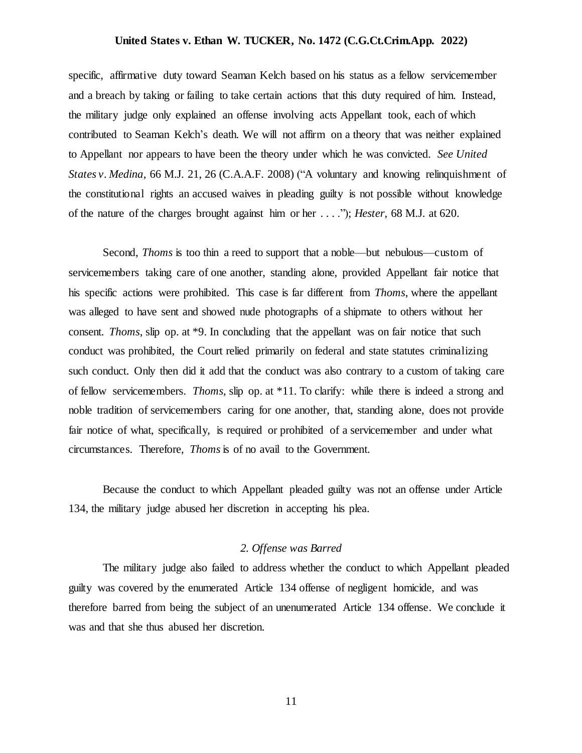specific, affirmative duty toward Seaman Kelch based on his status as a fellow servicemember and a breach by taking or failing to take certain actions that this duty required of him. Instead, the military judge only explained an offense involving acts Appellant took, each of which contributed to Seaman Kelch's death. We will not affirm on a theory that was neither explained to Appellant nor appears to have been the theory under which he was convicted. *See United States v. Medina*, 66 M.J. 21, 26 (C.A.A.F. 2008) ("A voluntary and knowing relinquishment of the constitutional rights an accused waives in pleading guilty is not possible without knowledge of the nature of the charges brought against him or her . . . ."); *Hester*, 68 M.J. at 620.

Second, *Thoms* is too thin a reed to support that a noble—but nebulous—custom of servicemembers taking care of one another, standing alone, provided Appellant fair notice that his specific actions were prohibited. This case is far different from *Thoms*, where the appellant was alleged to have sent and showed nude photographs of a shipmate to others without her consent. *Thoms*, slip op. at *9. In concluding that the appellant was on fair notice that such conduct was prohibited, the Court relied primarily on federal and state statutes criminalizing such conduct. Only then did it add that the conduct was also contrary to a custom of taking care of fellow servicemembers. *Thoms*, slip op. at *11. To clarify: while there is indeed a strong and noble tradition of servicemembers caring for one another, that, standing alone, does not provide fair notice of what, specifically, is required or prohibited of a servicemember and under what circumstances. Therefore, *Thoms* is of no avail to the Government.

Because the conduct to which Appellant pleaded guilty was not an offense under Article 134, the military judge abused her discretion in accepting his plea.

*2. Offense was Barred*

The military judge also failed to address whether the conduct to which Appellant pleaded guilty was covered by the enumerated Article 134 offense of negligent homicide, and was therefore barred from being the subject of an unenumerated Article 134 offense. We conclude it was and that she thus abused her discretion.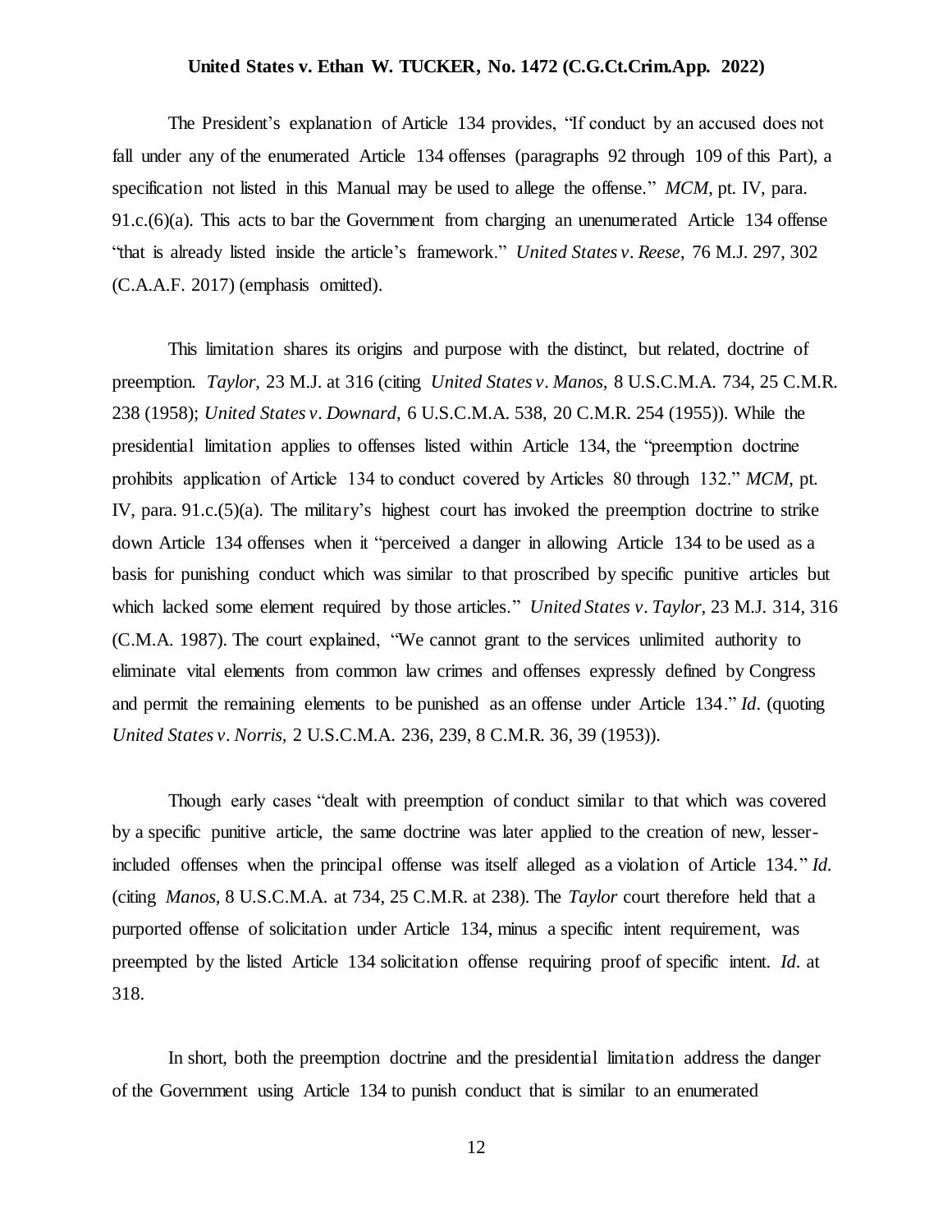The President's explanation of Article 134 provides, "If conduct by an accused does not fall under any of the enumerated Article 134 offenses (paragraphs 92 through 109 of this Part), a specification not listed in this Manual may be used to allege the offense." *MCM*, pt. IV, para. 91.c.(6)(a). This acts to bar the Government from charging an unenumerated Article 134 offense "that is already listed inside the article's framework." *United States v. Reese*, 76 M.J. 297, 302 (C.A.A.F. 2017) (emphasis omitted).

This limitation shares its origins and purpose with the distinct, but related, doctrine of preemption. *Taylor*, 23 M.J. at 316 (citing *United States v. Manos,* 8 U.S.C.M.A. 734, 25 C.M.R. 238 (1958); *United States v. Downard,* 6 U.S.C.M.A. 538, 20 C.M.R. 254 (1955)). While the presidential limitation applies to offenses listed within Article 134, the "preemption doctrine prohibits application of Article 134 to conduct covered by Articles 80 through 132." *MCM*, pt. IV, para. 91.c.(5)(a). The military's highest court has invoked the preemption doctrine to strike down Article 134 offenses when it "perceived a danger in allowing Article 134 to be used as a basis for punishing conduct which was similar to that proscribed by specific punitive articles but which lacked some element required by those articles." *United States v. Taylor*, 23 M.J. 314, 316 (C.M.A. 1987). The court explained, "We cannot grant to the services unlimited authority to eliminate vital elements from common law crimes and offenses expressly defined by Congress and permit the remaining elements to be punished as an offense under Article 134." *Id.* (quoting *United States v. Norris,* 2 U.S.C.M.A. 236, 239, 8 C.M.R. 36, 39 (1953)).

Though early cases "dealt with preemption of conduct similar to that which was covered by a specific punitive article, the same doctrine was later applied to the creation of new, lesser-included offenses when the principal offense was itself alleged as a violation of Article 134." *Id.* (citing *Manos,* 8 U.S.C.M.A. at 734, 25 C.M.R. at 238). The *Taylor* court therefore held that a purported offense of solicitation under Article 134, minus a specific intent requirement, was preempted by the listed Article 134 solicitation offense requiring proof of specific intent. *Id.* at 318.

In short, both the preemption doctrine and the presidential limitation address the danger of the Government using Article 134 to punish conduct that is similar to an enumerated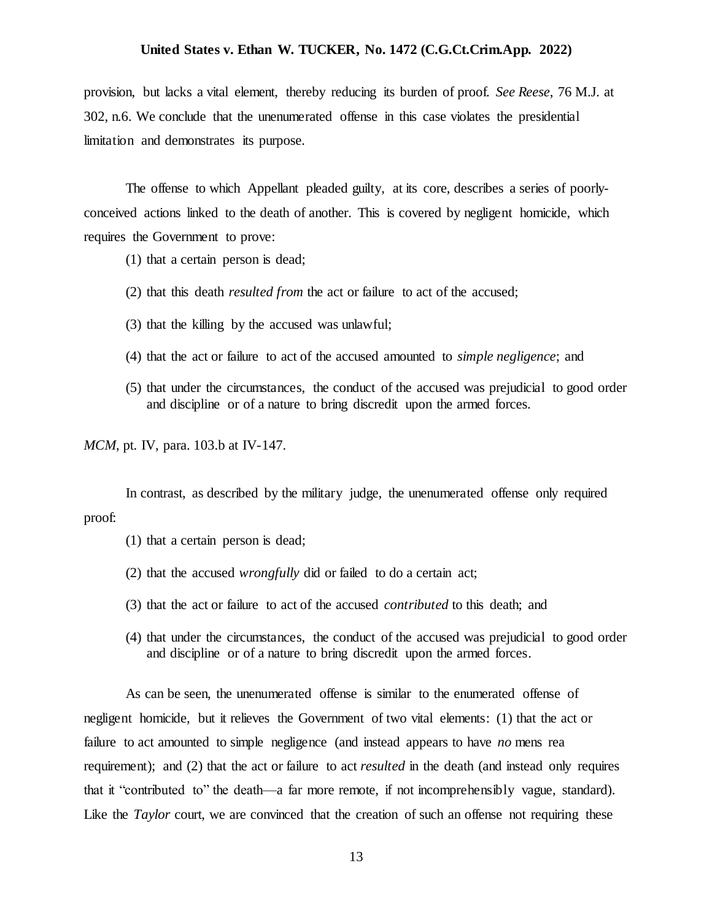provision, but lacks a vital element, thereby reducing its burden of proof. *See Reese*, 76 M.J. at 302, n.6. We conclude that the unenumerated offense in this case violates the presidential limitation and demonstrates its purpose.

The offense to which Appellant pleaded guilty, at its core, describes a series of poorly-conceived actions linked to the death of another. This is covered by negligent homicide, which requires the Government to prove:

(1) that a certain person is dead;

(2) that this death *resulted from* the act or failure to act of the accused;

(3) that the killing by the accused was unlawful;

(4) that the act or failure to act of the accused amounted to *simple negligence*; and

(5) that under the circumstances, the conduct of the accused was prejudicial to good order and discipline or of a nature to bring discredit upon the armed forces.

*MCM*, pt. IV, para. 103.b at IV-147.

In contrast, as described by the military judge, the unenumerated offense only required proof:

(1) that a certain person is dead;

(2) that the accused *wrongfully* did or failed to do a certain act;

(3) that the act or failure to act of the accused *contributed* to this death; and

(4) that under the circumstances, the conduct of the accused was prejudicial to good order and discipline or of a nature to bring discredit upon the armed forces.

As can be seen, the unenumerated offense is similar to the enumerated offense of negligent homicide, but it relieves the Government of two vital elements: (1) that the act or failure to act amounted to simple negligence (and instead appears to have *no* mens rea requirement); and (2) that the act or failure to act *resulted* in the death (and instead only requires that it "contributed to" the death—a far more remote, if not incomprehensibly vague, standard). Like the *Taylor* court, we are convinced that the creation of such an offense not requiring these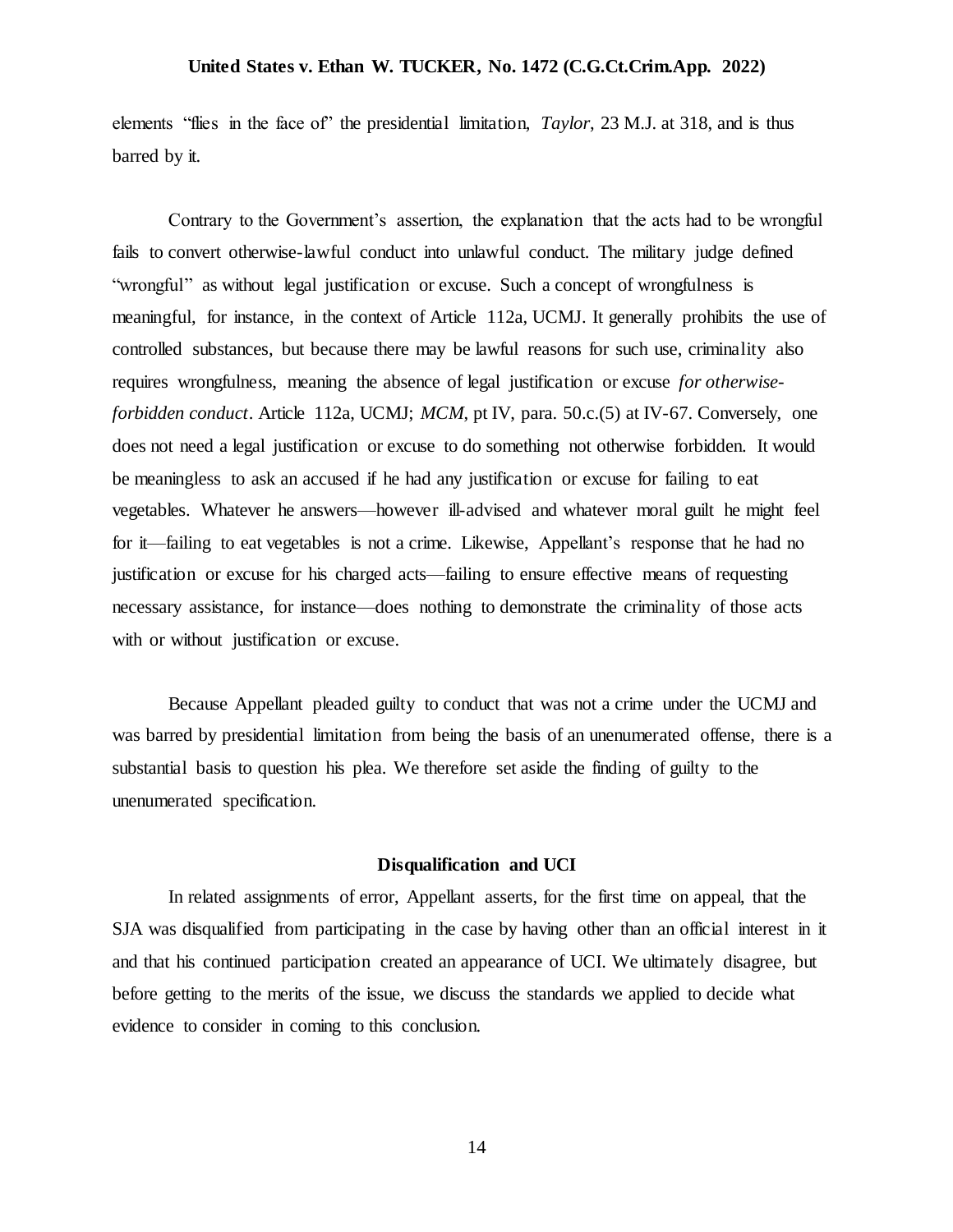elements "flies in the face of" the presidential limitation, *Taylor*, 23 M.J. at 318, and is thus barred by it.

Contrary to the Government's assertion, the explanation that the acts had to be wrongful fails to convert otherwise-lawful conduct into unlawful conduct. The military judge defined "wrongful" as without legal justification or excuse. Such a concept of wrongfulness is meaningful, for instance, in the context of Article 112a, UCMJ. It generally prohibits the use of controlled substances, but because there may be lawful reasons for such use, criminality also requires wrongfulness, meaning the absence of legal justification or excuse *for otherwise-forbidden conduct*. Article 112a, UCMJ; *MCM*, pt IV, para. 50.c.(5) at IV-67. Conversely, one does not need a legal justification or excuse to do something not otherwise forbidden. It would be meaningless to ask an accused if he had any justification or excuse for failing to eat vegetables. Whatever he answers—however ill-advised and whatever moral guilt he might feel for it—failing to eat vegetables is not a crime. Likewise, Appellant's response that he had no justification or excuse for his charged acts—failing to ensure effective means of requesting necessary assistance, for instance—does nothing to demonstrate the criminality of those acts with or without justification or excuse.

Because Appellant pleaded guilty to conduct that was not a crime under the UCMJ and was barred by presidential limitation from being the basis of an unenumerated offense, there is a substantial basis to question his plea. We therefore set aside the finding of guilty to the unenumerated specification.

**Disqualification and UCI**

In related assignments of error, Appellant asserts, for the first time on appeal, that the SJA was disqualified from participating in the case by having other than an official interest in it and that his continued participation created an appearance of UCI. We ultimately disagree, but before getting to the merits of the issue, we discuss the standards we applied to decide what evidence to consider in coming to this conclusion.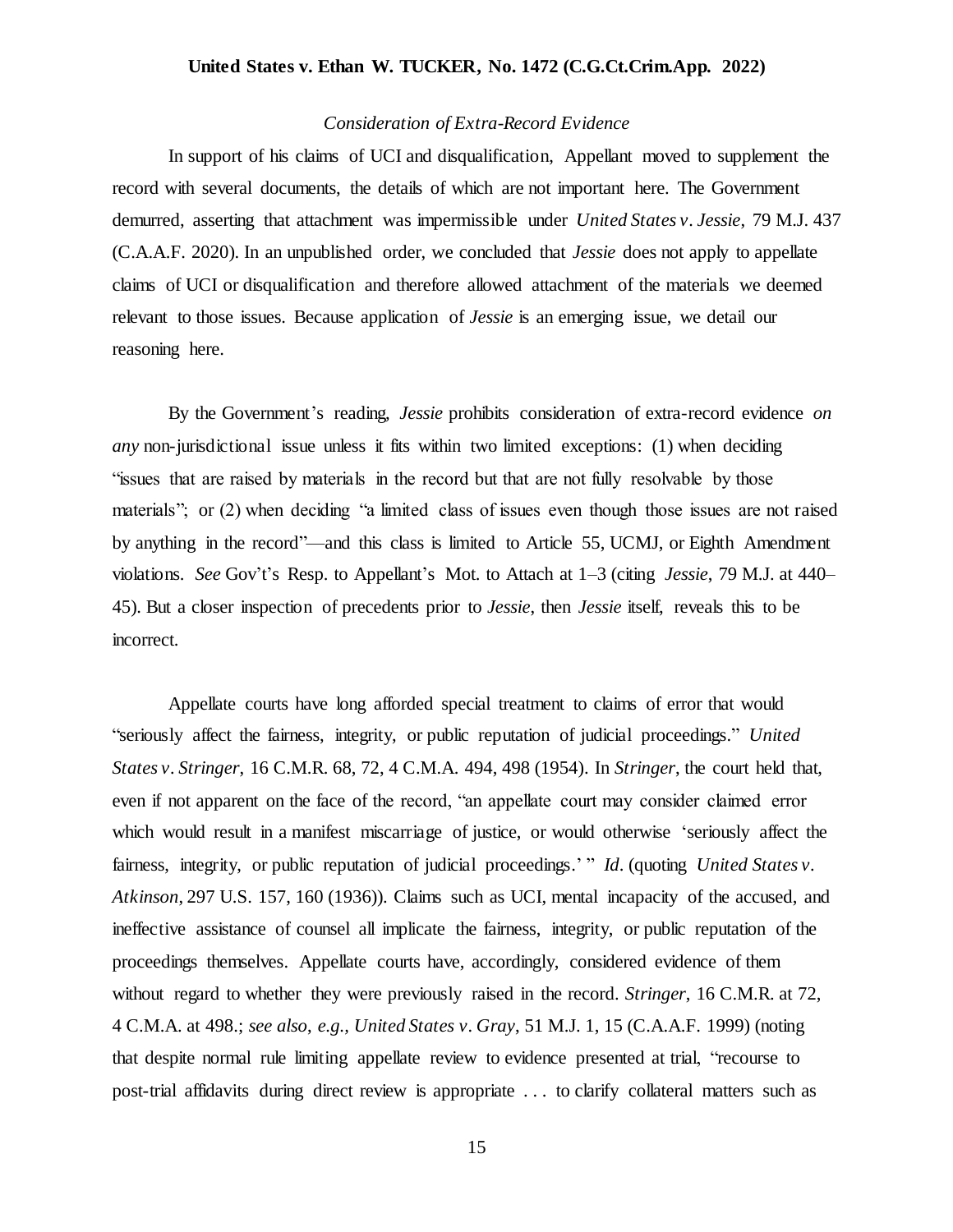*Consideration of Extra-Record Evidence*

In support of his claims of UCI and disqualification, Appellant moved to supplement the record with several documents, the details of which are not important here. The Government demurred, asserting that attachment was impermissible under *United States v. Jessie*, 79 M.J. 437 (C.A.A.F. 2020). In an unpublished order, we concluded that *Jessie* does not apply to appellate claims of UCI or disqualification and therefore allowed attachment of the materials we deemed relevant to those issues. Because application of *Jessie* is an emerging issue, we detail our reasoning here.

By the Government's reading, *Jessie* prohibits consideration of extra-record evidence *on any* non-jurisdictional issue unless it fits within two limited exceptions: (1) when deciding "issues that are raised by materials in the record but that are not fully resolvable by those materials"; or (2) when deciding "a limited class of issues even though those issues are not raised by anything in the record"—and this class is limited to Article 55, UCMJ, or Eighth Amendment violations. *See* Gov't's Resp. to Appellant's Mot. to Attach at 1–3 (citing *Jessie*, 79 M.J. at 440–45). But a closer inspection of precedents prior to *Jessie*, then *Jessie* itself, reveals this to be incorrect.

Appellate courts have long afforded special treatment to claims of error that would "seriously affect the fairness, integrity, or public reputation of judicial proceedings." *United States v. Stringer*, 16 C.M.R. 68, 72, 4 C.M.A. 494, 498 (1954). In *Stringer*, the court held that, even if not apparent on the face of the record, "an appellate court may consider claimed error which would result in a manifest miscarriage of justice, or would otherwise 'seriously affect the fairness, integrity, or public reputation of judicial proceedings.' " *Id*. (quoting *United States v. Atkinson*, 297 U.S. 157, 160 (1936)). Claims such as UCI, mental incapacity of the accused, and ineffective assistance of counsel all implicate the fairness, integrity, or public reputation of the proceedings themselves. Appellate courts have, accordingly, considered evidence of them without regard to whether they were previously raised in the record. *Stringer*, 16 C.M.R. at 72, 4 C.M.A. at 498.; *see also*, *e.g.*, *United States v. Gray*, 51 M.J. 1, 15 (C.A.A.F. 1999) (noting that despite normal rule limiting appellate review to evidence presented at trial, "recourse to post-trial affidavits during direct review is appropriate . . . to clarify collateral matters such as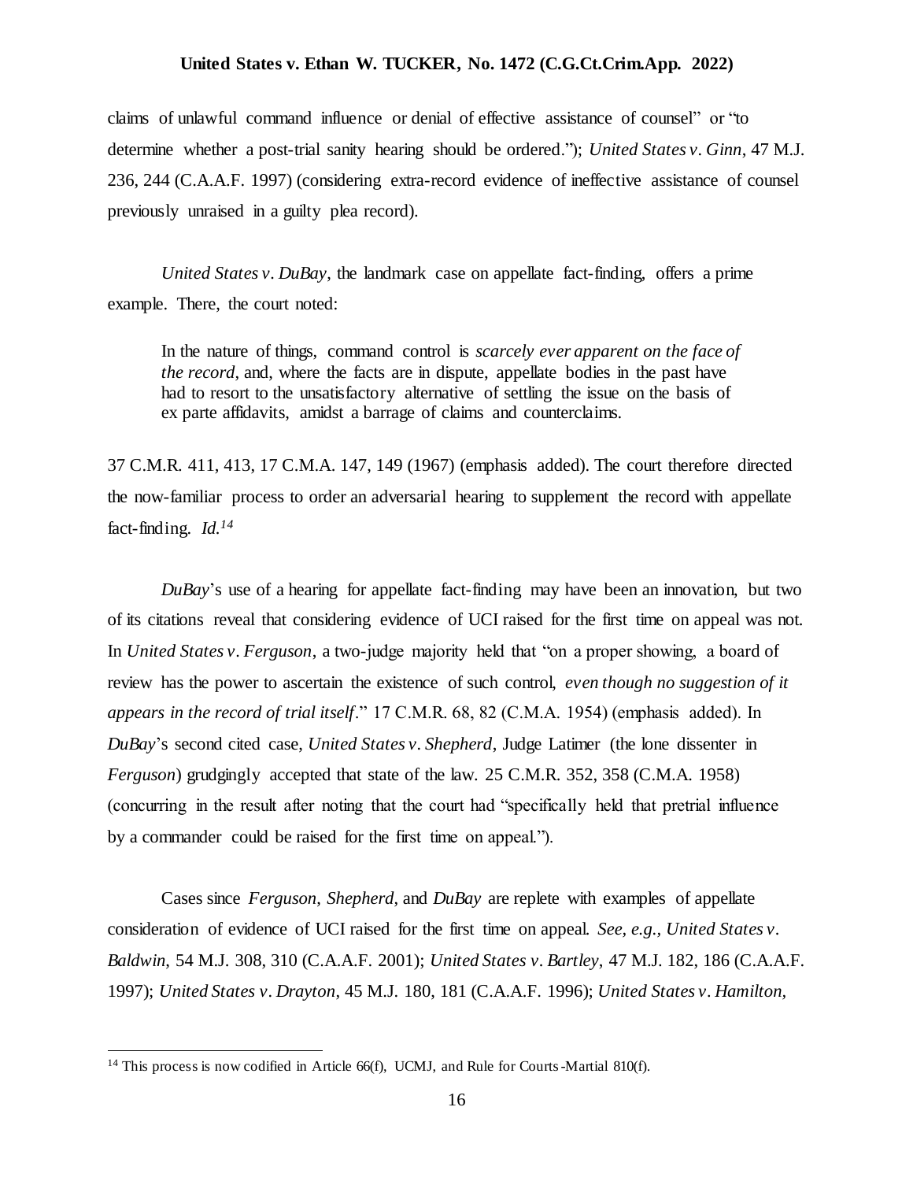claims of unlawful command influence or denial of effective assistance of counsel" or "to determine whether a post-trial sanity hearing should be ordered."); *United States v. Ginn*, 47 M.J. 236, 244 (C.A.A.F. 1997) (considering extra-record evidence of ineffective assistance of counsel previously unraised in a guilty plea record).

*United States v. DuBay*, the landmark case on appellate fact-finding, offers a prime example. There, the court noted:

> In the nature of things, command control is *scarcely ever apparent on the face of the record*, and, where the facts are in dispute, appellate bodies in the past have had to resort to the unsatisfactory alternative of settling the issue on the basis of ex parte affidavits, amidst a barrage of claims and counterclaims.

37 C.M.R. 411, 413, 17 C.M.A. 147, 149 (1967) (emphasis added). The court therefore directed the now-familiar process to order an adversarial hearing to supplement the record with appellate fact-finding. *Id.*[14]

*DuBay*'s use of a hearing for appellate fact-finding may have been an innovation, but two of its citations reveal that considering evidence of UCI raised for the first time on appeal was not. In *United States v. Ferguson*, a two-judge majority held that "on a proper showing, a board of review has the power to ascertain the existence of such control, *even though no suggestion of it appears in the record of trial itself*." 17 C.M.R. 68, 82 (C.M.A. 1954) (emphasis added). In *DuBay*'s second cited case, *United States v. Shepherd*, Judge Latimer (the lone dissenter in *Ferguson*) grudgingly accepted that state of the law. 25 C.M.R. 352, 358 (C.M.A. 1958) (concurring in the result after noting that the court had "specifically held that pretrial influence by a commander could be raised for the first time on appeal.").

Cases since *Ferguson*, *Shepherd*, and *DuBay* are replete with examples of appellate consideration of evidence of UCI raised for the first time on appeal. *See, e.g., United States v. Baldwin*, 54 M.J. 308, 310 (C.A.A.F. 2001); *United States v. Bartley*, 47 M.J. 182, 186 (C.A.A.F. 1997); *United States v. Drayton*, 45 M.J. 180, 181 (C.A.A.F. 1996); *United States v. Hamilton*,

---

[14] This process is now codified in Article 66(f), UCMJ, and Rule for Courts-Martial 810(f).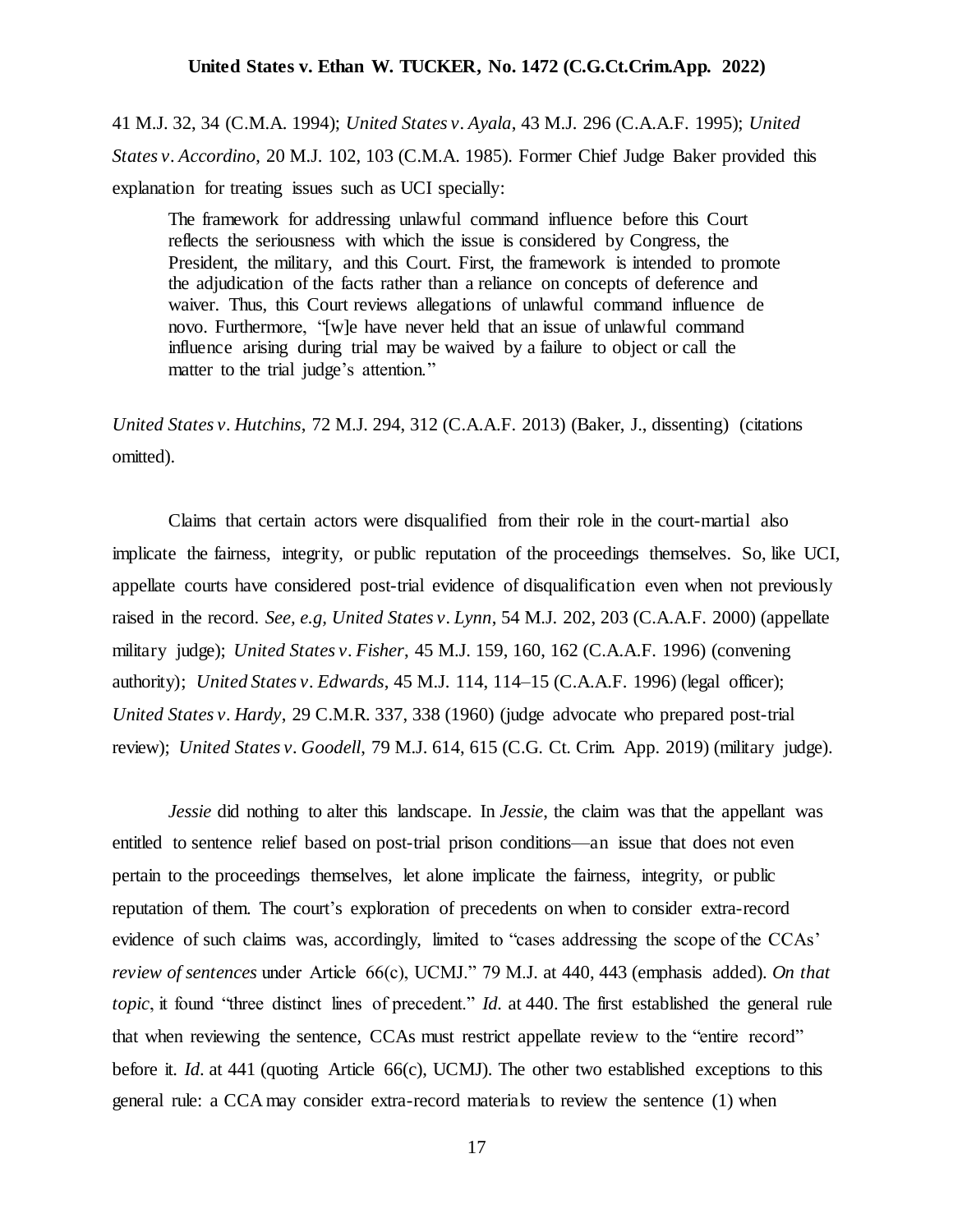41 M.J. 32, 34 (C.M.A. 1994); *United States v. Ayala*, 43 M.J. 296 (C.A.A.F. 1995); *United States v. Accordino*, 20 M.J. 102, 103 (C.M.A. 1985). Former Chief Judge Baker provided this explanation for treating issues such as UCI specially:

> The framework for addressing unlawful command influence before this Court reflects the seriousness with which the issue is considered by Congress, the President, the military, and this Court. First, the framework is intended to promote the adjudication of the facts rather than a reliance on concepts of deference and waiver. Thus, this Court reviews allegations of unlawful command influence de novo. Furthermore, "[w]e have never held that an issue of unlawful command influence arising during trial may be waived by a failure to object or call the matter to the trial judge's attention."

*United States v. Hutchins*, 72 M.J. 294, 312 (C.A.A.F. 2013) (Baker, J., dissenting) (citations omitted).

Claims that certain actors were disqualified from their role in the court-martial also implicate the fairness, integrity, or public reputation of the proceedings themselves. So, like UCI, appellate courts have considered post-trial evidence of disqualification even when not previously raised in the record. *See, e.g, United States v. Lynn*, 54 M.J. 202, 203 (C.A.A.F. 2000) (appellate military judge); *United States v. Fisher*, 45 M.J. 159, 160, 162 (C.A.A.F. 1996) (convening authority); *United States v. Edwards*, 45 M.J. 114, 114–15 (C.A.A.F. 1996) (legal officer); *United States v. Hardy*, 29 C.M.R. 337, 338 (1960) (judge advocate who prepared post-trial review); *United States v. Goodell*, 79 M.J. 614, 615 (C.G. Ct. Crim. App. 2019) (military judge).

*Jessie* did nothing to alter this landscape. In *Jessie*, the claim was that the appellant was entitled to sentence relief based on post-trial prison conditions—an issue that does not even pertain to the proceedings themselves, let alone implicate the fairness, integrity, or public reputation of them. The court's exploration of precedents on when to consider extra-record evidence of such claims was, accordingly, limited to "cases addressing the scope of the CCAs' *review of sentences* under Article 66(c), UCMJ." 79 M.J. at 440, 443 (emphasis added). *On that topic*, it found "three distinct lines of precedent." *Id.* at 440. The first established the general rule that when reviewing the sentence, CCAs must restrict appellate review to the "entire record" before it. *Id.* at 441 (quoting Article 66(c), UCMJ). The other two established exceptions to this general rule: a CCA may consider extra-record materials to review the sentence (1) when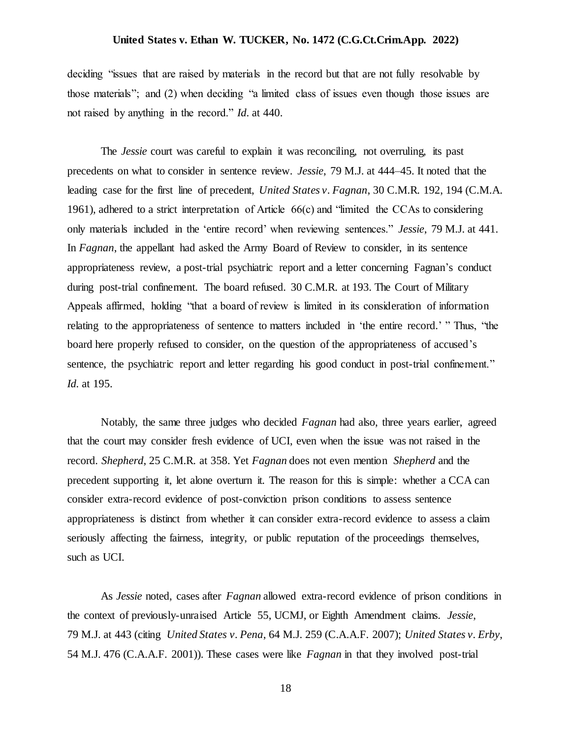deciding "issues that are raised by materials in the record but that are not fully resolvable by those materials"; and (2) when deciding "a limited class of issues even though those issues are not raised by anything in the record." *Id.* at 440.

The *Jessie* court was careful to explain it was reconciling, not overruling, its past precedents on what to consider in sentence review. *Jessie*, 79 M.J. at 444–45. It noted that the leading case for the first line of precedent, *United States v. Fagnan*, 30 C.M.R. 192, 194 (C.M.A. 1961), adhered to a strict interpretation of Article 66(c) and "limited the CCAs to considering only materials included in the 'entire record' when reviewing sentences." *Jessie*, 79 M.J. at 441. In *Fagnan*, the appellant had asked the Army Board of Review to consider, in its sentence appropriateness review, a post-trial psychiatric report and a letter concerning Fagnan's conduct during post-trial confinement. The board refused. 30 C.M.R. at 193. The Court of Military Appeals affirmed, holding "that a board of review is limited in its consideration of information relating to the appropriateness of sentence to matters included in 'the entire record.' " Thus, "the board here properly refused to consider, on the question of the appropriateness of accused's sentence, the psychiatric report and letter regarding his good conduct in post-trial confinement." *Id.* at 195.

Notably, the same three judges who decided *Fagnan* had also, three years earlier, agreed that the court may consider fresh evidence of UCI, even when the issue was not raised in the record. *Shepherd*, 25 C.M.R. at 358. Yet *Fagnan* does not even mention *Shepherd* and the precedent supporting it, let alone overturn it. The reason for this is simple: whether a CCA can consider extra-record evidence of post-conviction prison conditions to assess sentence appropriateness is distinct from whether it can consider extra-record evidence to assess a claim seriously affecting the fairness, integrity, or public reputation of the proceedings themselves, such as UCI.

As *Jessie* noted, cases after *Fagnan* allowed extra-record evidence of prison conditions in the context of previously-unraised Article 55, UCMJ, or Eighth Amendment claims. *Jessie*, 79 M.J. at 443 (citing *United States v. Pena*, 64 M.J. 259 (C.A.A.F. 2007); *United States v. Erby*, 54 M.J. 476 (C.A.A.F. 2001)). These cases were like *Fagnan* in that they involved post-trial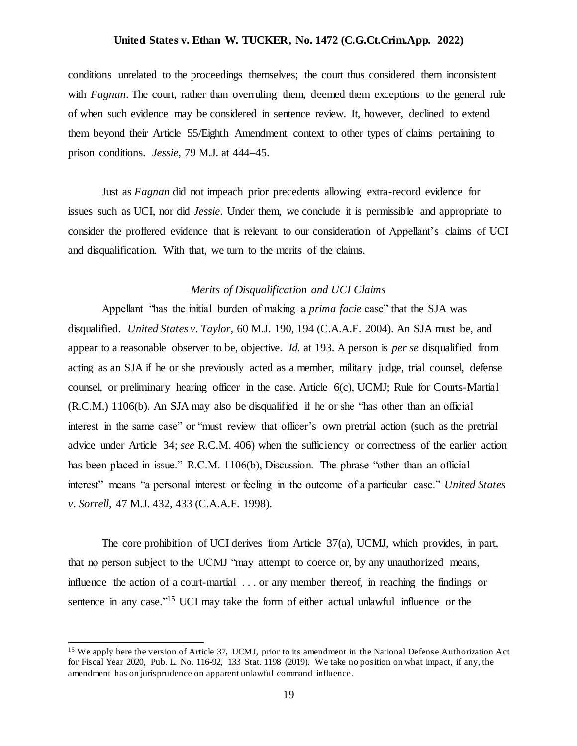conditions unrelated to the proceedings themselves; the court thus considered them inconsistent with *Fagnan*. The court, rather than overruling them, deemed them exceptions to the general rule of when such evidence may be considered in sentence review. It, however, declined to extend them beyond their Article 55/Eighth Amendment context to other types of claims pertaining to prison conditions. *Jessie*, 79 M.J. at 444–45.

Just as *Fagnan* did not impeach prior precedents allowing extra-record evidence for issues such as UCI, nor did *Jessie*. Under them, we conclude it is permissible and appropriate to consider the proffered evidence that is relevant to our consideration of Appellant's claims of UCI and disqualification. With that, we turn to the merits of the claims.

*Merits of Disqualification and UCI Claims*

Appellant "has the initial burden of making a *prima facie* case" that the SJA was disqualified. *United States v. Taylor*, 60 M.J. 190, 194 (C.A.A.F. 2004). An SJA must be, and appear to a reasonable observer to be, objective. *Id.* at 193. A person is *per se* disqualified from acting as an SJA if he or she previously acted as a member, military judge, trial counsel, defense counsel, or preliminary hearing officer in the case. Article 6(c), UCMJ; Rule for Courts-Martial (R.C.M.) 1106(b). An SJA may also be disqualified if he or she "has other than an official interest in the same case" or "must review that officer's own pretrial action (such as the pretrial advice under Article 34; *see* R.C.M. 406) when the sufficiency or correctness of the earlier action has been placed in issue." R.C.M. 1106(b), Discussion. The phrase "other than an official interest" means "a personal interest or feeling in the outcome of a particular case." *United States v. Sorrell*, 47 M.J. 432, 433 (C.A.A.F. 1998).

The core prohibition of UCI derives from Article 37(a), UCMJ, which provides, in part, that no person subject to the UCMJ "may attempt to coerce or, by any unauthorized means, influence the action of a court-martial . . . or any member thereof, in reaching the findings or sentence in any case."[15] UCI may take the form of either actual unlawful influence or the

[15] We apply here the version of Article 37, UCMJ, prior to its amendment in the National Defense Authorization Act for Fiscal Year 2020, Pub. L. No. 116-92, 133 Stat. 1198 (2019). We take no position on what impact, if any, the amendment has on jurisprudence on apparent unlawful command influence.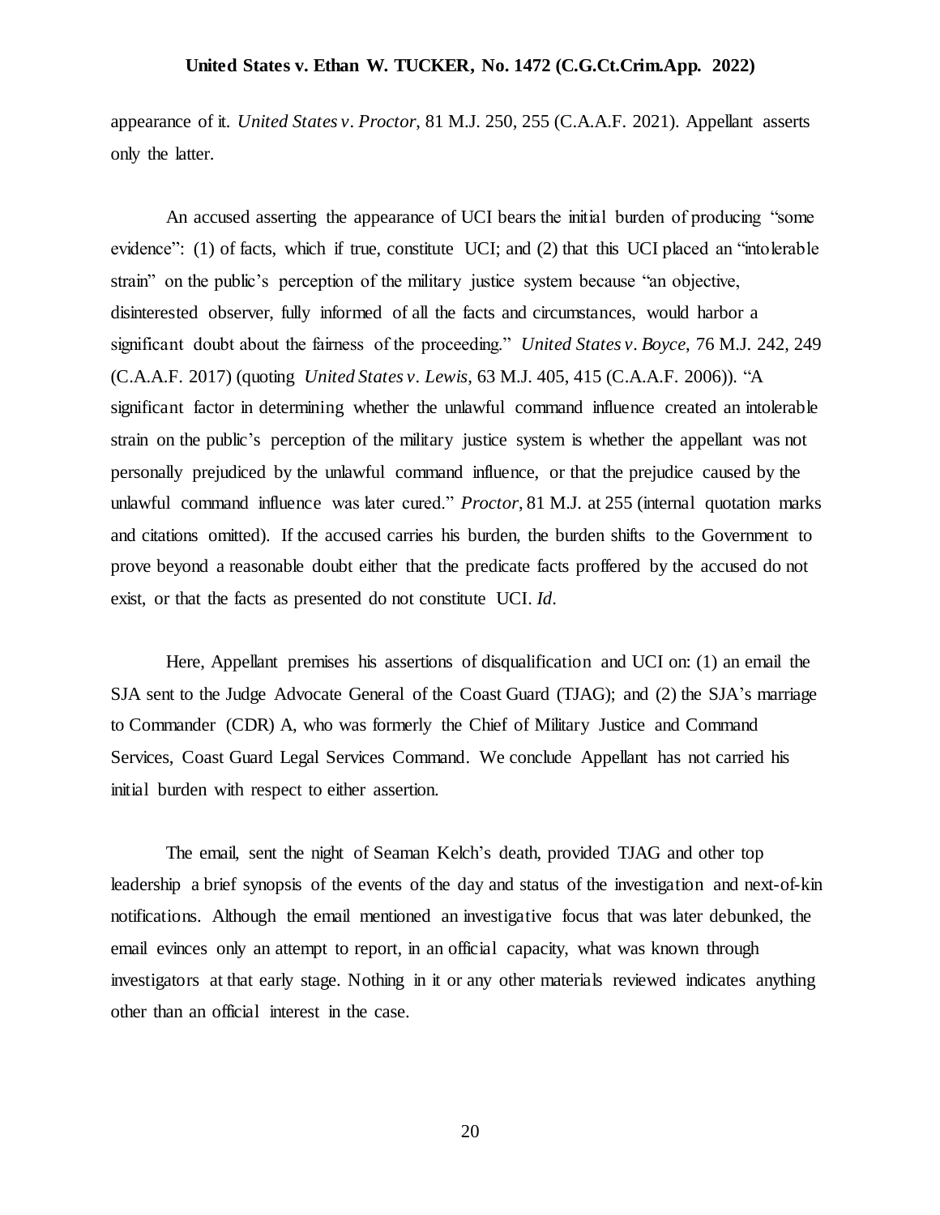appearance of it. *United States v. Proctor*, 81 M.J. 250, 255 (C.A.A.F. 2021). Appellant asserts only the latter.

An accused asserting the appearance of UCI bears the initial burden of producing "some evidence": (1) of facts, which if true, constitute UCI; and (2) that this UCI placed an "intolerable strain" on the public's perception of the military justice system because "an objective, disinterested observer, fully informed of all the facts and circumstances, would harbor a significant doubt about the fairness of the proceeding." *United States v. Boyce*, 76 M.J. 242, 249 (C.A.A.F. 2017) (quoting *United States v. Lewis*, 63 M.J. 405, 415 (C.A.A.F. 2006)). "A significant factor in determining whether the unlawful command influence created an intolerable strain on the public's perception of the military justice system is whether the appellant was not personally prejudiced by the unlawful command influence, or that the prejudice caused by the unlawful command influence was later cured." *Proctor*, 81 M.J. at 255 (internal quotation marks and citations omitted). If the accused carries his burden, the burden shifts to the Government to prove beyond a reasonable doubt either that the predicate facts proffered by the accused do not exist, or that the facts as presented do not constitute UCI. *Id*.

Here, Appellant premises his assertions of disqualification and UCI on: (1) an email the SJA sent to the Judge Advocate General of the Coast Guard (TJAG); and (2) the SJA's marriage to Commander (CDR) A, who was formerly the Chief of Military Justice and Command Services, Coast Guard Legal Services Command. We conclude Appellant has not carried his initial burden with respect to either assertion.

The email, sent the night of Seaman Kelch's death, provided TJAG and other top leadership a brief synopsis of the events of the day and status of the investigation and next-of-kin notifications. Although the email mentioned an investigative focus that was later debunked, the email evinces only an attempt to report, in an official capacity, what was known through investigators at that early stage. Nothing in it or any other materials reviewed indicates anything other than an official interest in the case.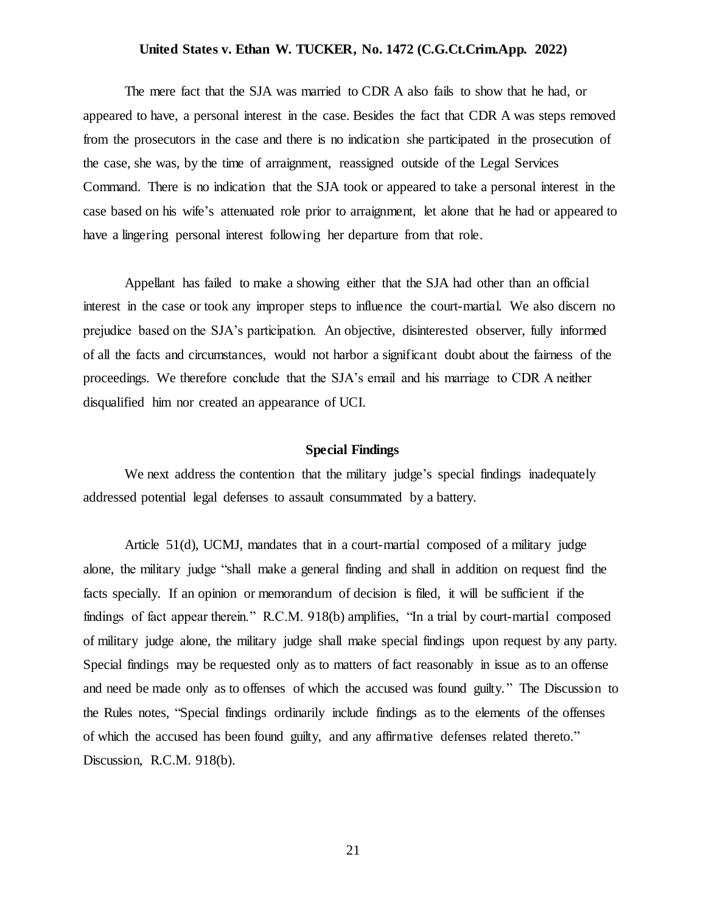The mere fact that the SJA was married to CDR A also fails to show that he had, or appeared to have, a personal interest in the case. Besides the fact that CDR A was steps removed from the prosecutors in the case and there is no indication she participated in the prosecution of the case, she was, by the time of arraignment, reassigned outside of the Legal Services Command. There is no indication that the SJA took or appeared to take a personal interest in the case based on his wife's attenuated role prior to arraignment, let alone that he had or appeared to have a lingering personal interest following her departure from that role.

Appellant has failed to make a showing either that the SJA had other than an official interest in the case or took any improper steps to influence the court-martial. We also discern no prejudice based on the SJA's participation. An objective, disinterested observer, fully informed of all the facts and circumstances, would not harbor a significant doubt about the fairness of the proceedings. We therefore conclude that the SJA's email and his marriage to CDR A neither disqualified him nor created an appearance of UCI.

### Special Findings

We next address the contention that the military judge's special findings inadequately addressed potential legal defenses to assault consummated by a battery.

Article 51(d), UCMJ, mandates that in a court-martial composed of a military judge alone, the military judge "shall make a general finding and shall in addition on request find the facts specially. If an opinion or memorandum of decision is filed, it will be sufficient if the findings of fact appear therein." R.C.M. 918(b) amplifies, "In a trial by court-martial composed of military judge alone, the military judge shall make special findings upon request by any party. Special findings may be requested only as to matters of fact reasonably in issue as to an offense and need be made only as to offenses of which the accused was found guilty." The Discussion to the Rules notes, "Special findings ordinarily include findings as to the elements of the offenses of which the accused has been found guilty, and any affirmative defenses related thereto." Discussion, R.C.M. 918(b).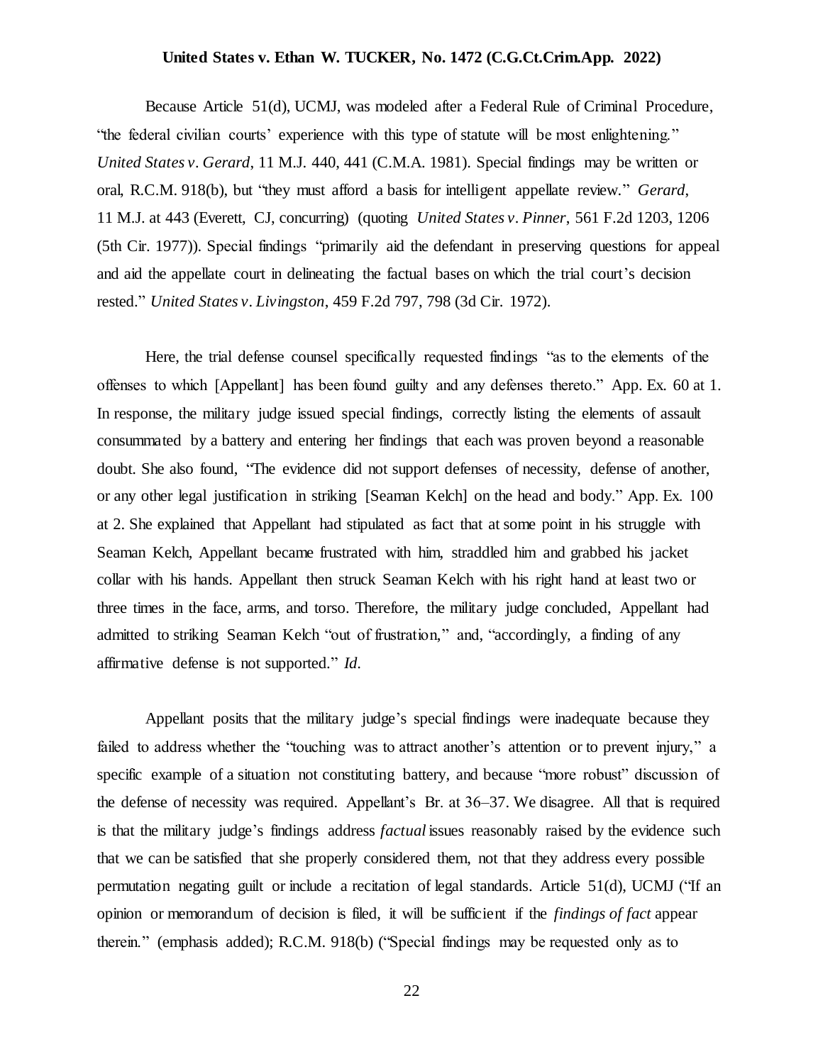Because Article 51(d), UCMJ, was modeled after a Federal Rule of Criminal Procedure, "the federal civilian courts' experience with this type of statute will be most enlightening." *United States v. Gerard*, 11 M.J. 440, 441 (C.M.A. 1981). Special findings may be written or oral, R.C.M. 918(b), but "they must afford a basis for intelligent appellate review." *Gerard*, 11 M.J. at 443 (Everett, CJ, concurring) (quoting *United States v. Pinner*, 561 F.2d 1203, 1206 (5th Cir. 1977)). Special findings "primarily aid the defendant in preserving questions for appeal and aid the appellate court in delineating the factual bases on which the trial court's decision rested." *United States v. Livingston*, 459 F.2d 797, 798 (3d Cir. 1972).

Here, the trial defense counsel specifically requested findings "as to the elements of the offenses to which [Appellant] has been found guilty and any defenses thereto." App. Ex. 60 at 1. In response, the military judge issued special findings, correctly listing the elements of assault consummated by a battery and entering her findings that each was proven beyond a reasonable doubt. She also found, "The evidence did not support defenses of necessity, defense of another, or any other legal justification in striking [Seaman Kelch] on the head and body." App. Ex. 100 at 2. She explained that Appellant had stipulated as fact that at some point in his struggle with Seaman Kelch, Appellant became frustrated with him, straddled him and grabbed his jacket collar with his hands. Appellant then struck Seaman Kelch with his right hand at least two or three times in the face, arms, and torso. Therefore, the military judge concluded, Appellant had admitted to striking Seaman Kelch "out of frustration," and, "accordingly, a finding of any affirmative defense is not supported." *Id.*

Appellant posits that the military judge's special findings were inadequate because they failed to address whether the "touching was to attract another's attention or to prevent injury," a specific example of a situation not constituting battery, and because "more robust" discussion of the defense of necessity was required. Appellant's Br. at 36–37. We disagree. All that is required is that the military judge's findings address *factual* issues reasonably raised by the evidence such that we can be satisfied that she properly considered them, not that they address every possible permutation negating guilt or include a recitation of legal standards. Article 51(d), UCMJ ("If an opinion or memorandum of decision is filed, it will be sufficient if the *findings of fact* appear therein." (emphasis added); R.C.M. 918(b) ("Special findings may be requested only as to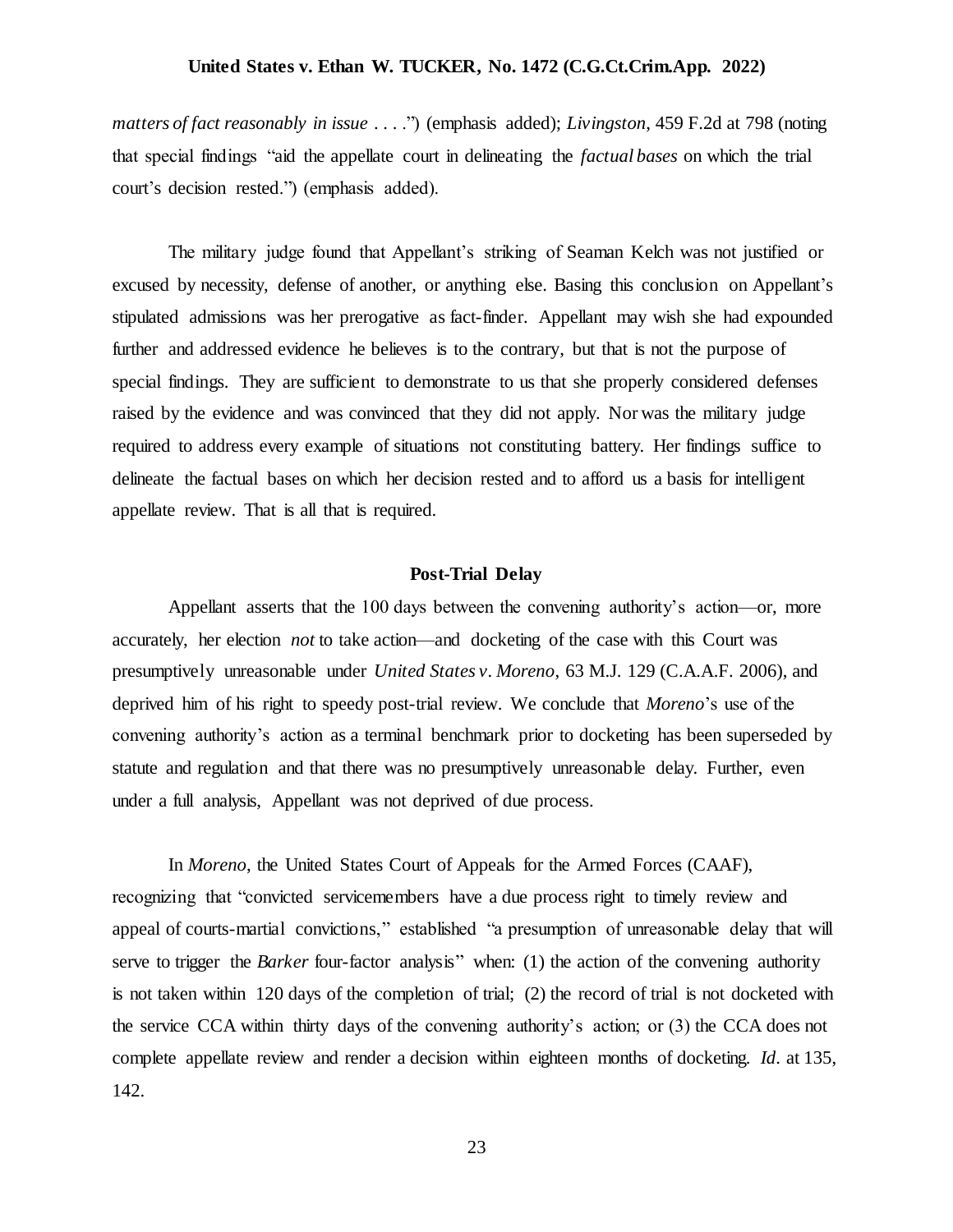*matters of fact reasonably in issue* . . . .") (emphasis added); *Livingston*, 459 F.2d at 798 (noting that special findings "aid the appellate court in delineating the *factual bases* on which the trial court's decision rested.") (emphasis added).

The military judge found that Appellant's striking of Seaman Kelch was not justified or excused by necessity, defense of another, or anything else. Basing this conclusion on Appellant's stipulated admissions was her prerogative as fact-finder. Appellant may wish she had expounded further and addressed evidence he believes is to the contrary, but that is not the purpose of special findings. They are sufficient to demonstrate to us that she properly considered defenses raised by the evidence and was convinced that they did not apply. Nor was the military judge required to address every example of situations not constituting battery. Her findings suffice to delineate the factual bases on which her decision rested and to afford us a basis for intelligent appellate review. That is all that is required.

**Post-Trial Delay**

Appellant asserts that the 100 days between the convening authority's action—or, more accurately, her election *not* to take action—and docketing of the case with this Court was presumptively unreasonable under *United States v. Moreno*, 63 M.J. 129 (C.A.A.F. 2006), and deprived him of his right to speedy post-trial review. We conclude that *Moreno*'s use of the convening authority's action as a terminal benchmark prior to docketing has been superseded by statute and regulation and that there was no presumptively unreasonable delay. Further, even under a full analysis, Appellant was not deprived of due process.

In *Moreno*, the United States Court of Appeals for the Armed Forces (CAAF), recognizing that "convicted servicemembers have a due process right to timely review and appeal of courts-martial convictions," established "a presumption of unreasonable delay that will serve to trigger the *Barker* four-factor analysis" when: (1) the action of the convening authority is not taken within 120 days of the completion of trial; (2) the record of trial is not docketed with the service CCA within thirty days of the convening authority's action; or (3) the CCA does not complete appellate review and render a decision within eighteen months of docketing. *Id*. at 135, 142.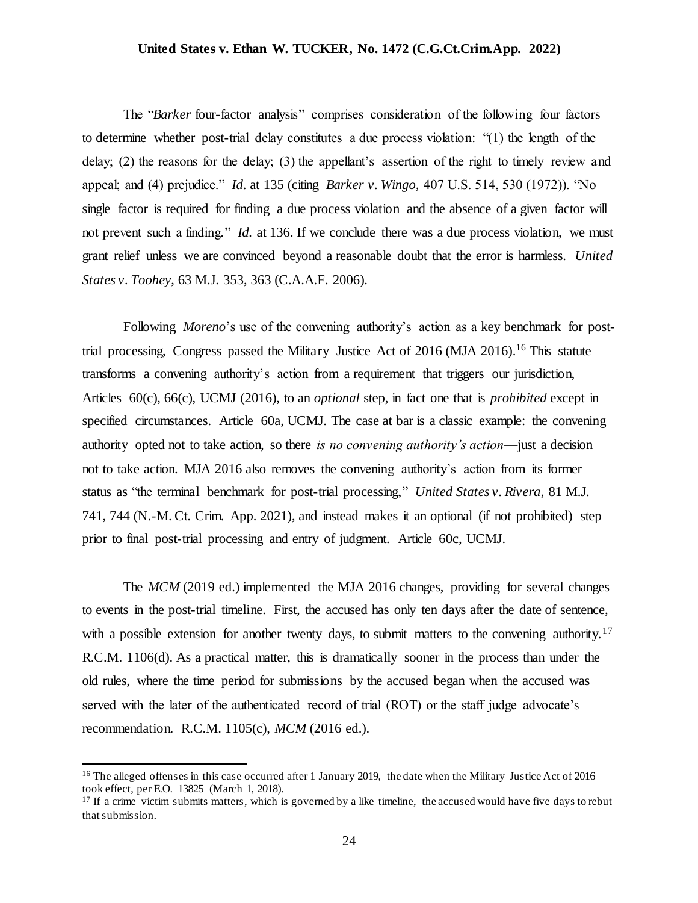The "*Barker* four-factor analysis" comprises consideration of the following four factors to determine whether post-trial delay constitutes a due process violation: "(1) the length of the delay; (2) the reasons for the delay; (3) the appellant's assertion of the right to timely review and appeal; and (4) prejudice." *Id*. at 135 (citing *Barker v. Wingo,* 407 U.S. 514, 530 (1972)). "No single factor is required for finding a due process violation and the absence of a given factor will not prevent such a finding." *Id*. at 136. If we conclude there was a due process violation, we must grant relief unless we are convinced beyond a reasonable doubt that the error is harmless. *United States v. Toohey*, 63 M.J. 353, 363 (C.A.A.F. 2006).

Following *Moreno*'s use of the convening authority's action as a key benchmark for post-trial processing, Congress passed the Military Justice Act of 2016 (MJA 2016).[16] This statute transforms a convening authority's action from a requirement that triggers our jurisdiction, Articles 60(c), 66(c), UCMJ (2016), to an *optional* step, in fact one that is *prohibited* except in specified circumstances. Article 60a, UCMJ. The case at bar is a classic example: the convening authority opted not to take action, so there *is no convening authority's action*—just a decision not to take action. MJA 2016 also removes the convening authority's action from its former status as "the terminal benchmark for post-trial processing," *United States v. Rivera*, 81 M.J. 741, 744 (N.-M. Ct. Crim. App. 2021), and instead makes it an optional (if not prohibited) step prior to final post-trial processing and entry of judgment. Article 60c, UCMJ.

The *MCM* (2019 ed.) implemented the MJA 2016 changes, providing for several changes to events in the post-trial timeline. First, the accused has only ten days after the date of sentence, with a possible extension for another twenty days, to submit matters to the convening authority.[17] R.C.M. 1106(d). As a practical matter, this is dramatically sooner in the process than under the old rules, where the time period for submissions by the accused began when the accused was served with the later of the authenticated record of trial (ROT) or the staff judge advocate's recommendation. R.C.M. 1105(c), *MCM* (2016 ed.).

---

[16] The alleged offenses in this case occurred after 1 January 2019, the date when the Military Justice Act of 2016 took effect, per E.O. 13825 (March 1, 2018).

[17] If a crime victim submits matters, which is governed by a like timeline, the accused would have five days to rebut that submission.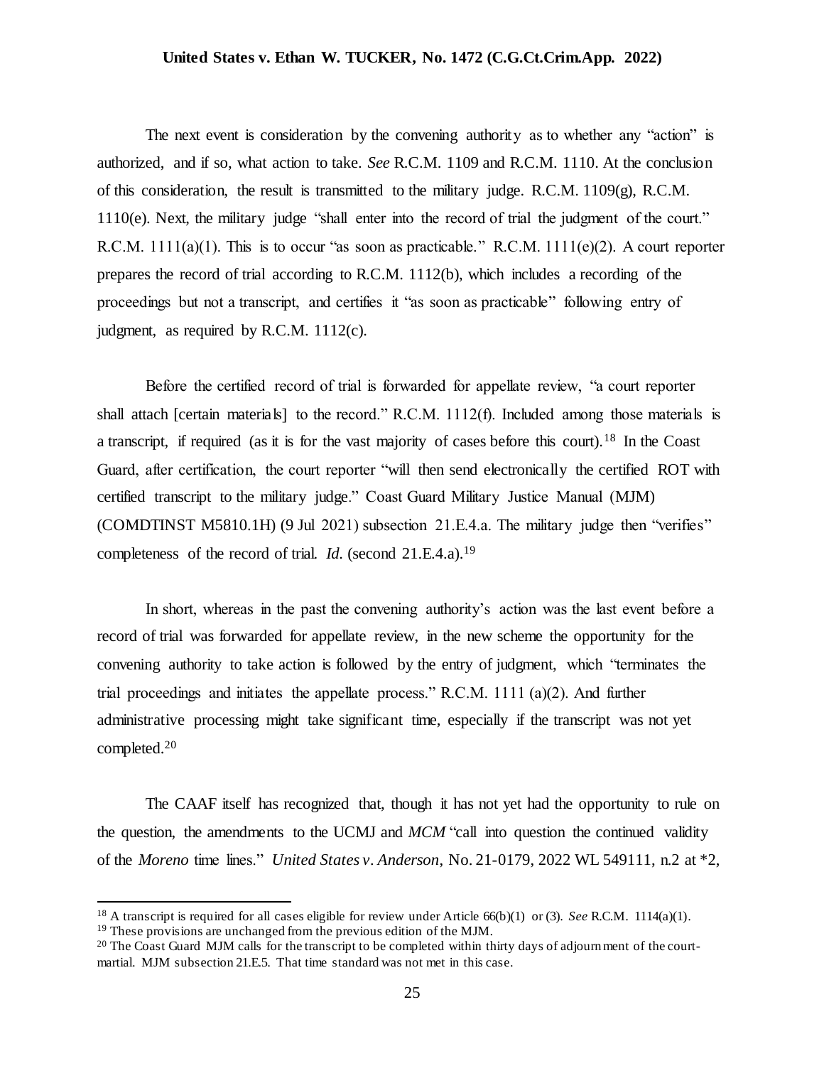The next event is consideration by the convening authority as to whether any "action" is authorized, and if so, what action to take. *See* R.C.M. 1109 and R.C.M. 1110. At the conclusion of this consideration, the result is transmitted to the military judge. R.C.M. 1109(g), R.C.M. 1110(e). Next, the military judge "shall enter into the record of trial the judgment of the court." R.C.M. 1111(a)(1). This is to occur "as soon as practicable." R.C.M. 1111(e)(2). A court reporter prepares the record of trial according to R.C.M. 1112(b), which includes a recording of the proceedings but not a transcript, and certifies it "as soon as practicable" following entry of judgment, as required by R.C.M. 1112(c).

Before the certified record of trial is forwarded for appellate review, "a court reporter shall attach [certain materials] to the record." R.C.M. 1112(f). Included among those materials is a transcript, if required (as it is for the vast majority of cases before this court).[18] In the Coast Guard, after certification, the court reporter "will then send electronically the certified ROT with certified transcript to the military judge." Coast Guard Military Justice Manual (MJM) (COMDTINST M5810.1H) (9 Jul 2021) subsection 21.E.4.a. The military judge then "verifies" completeness of the record of trial. *Id.* (second 21.E.4.a).[19]

In short, whereas in the past the convening authority's action was the last event before a record of trial was forwarded for appellate review, in the new scheme the opportunity for the convening authority to take action is followed by the entry of judgment, which "terminates the trial proceedings and initiates the appellate process." R.C.M. 1111 (a)(2). And further administrative processing might take significant time, especially if the transcript was not yet completed.[20]

The CAAF itself has recognized that, though it has not yet had the opportunity to rule on the question, the amendments to the UCMJ and *MCM* "call into question the continued validity of the *Moreno* time lines." *United States v. Anderson*, No. 21-0179, 2022 WL 549111, n.2 at *2,

---

[18] A transcript is required for all cases eligible for review under Article 66(b)(1) or (3). *See* R.C.M. 1114(a)(1).

[19] These provisions are unchanged from the previous edition of the MJM.

[20] The Coast Guard MJM calls for the transcript to be completed within thirty days of adjournment of the court-martial. MJM subsection 21.E.5. That time standard was not met in this case.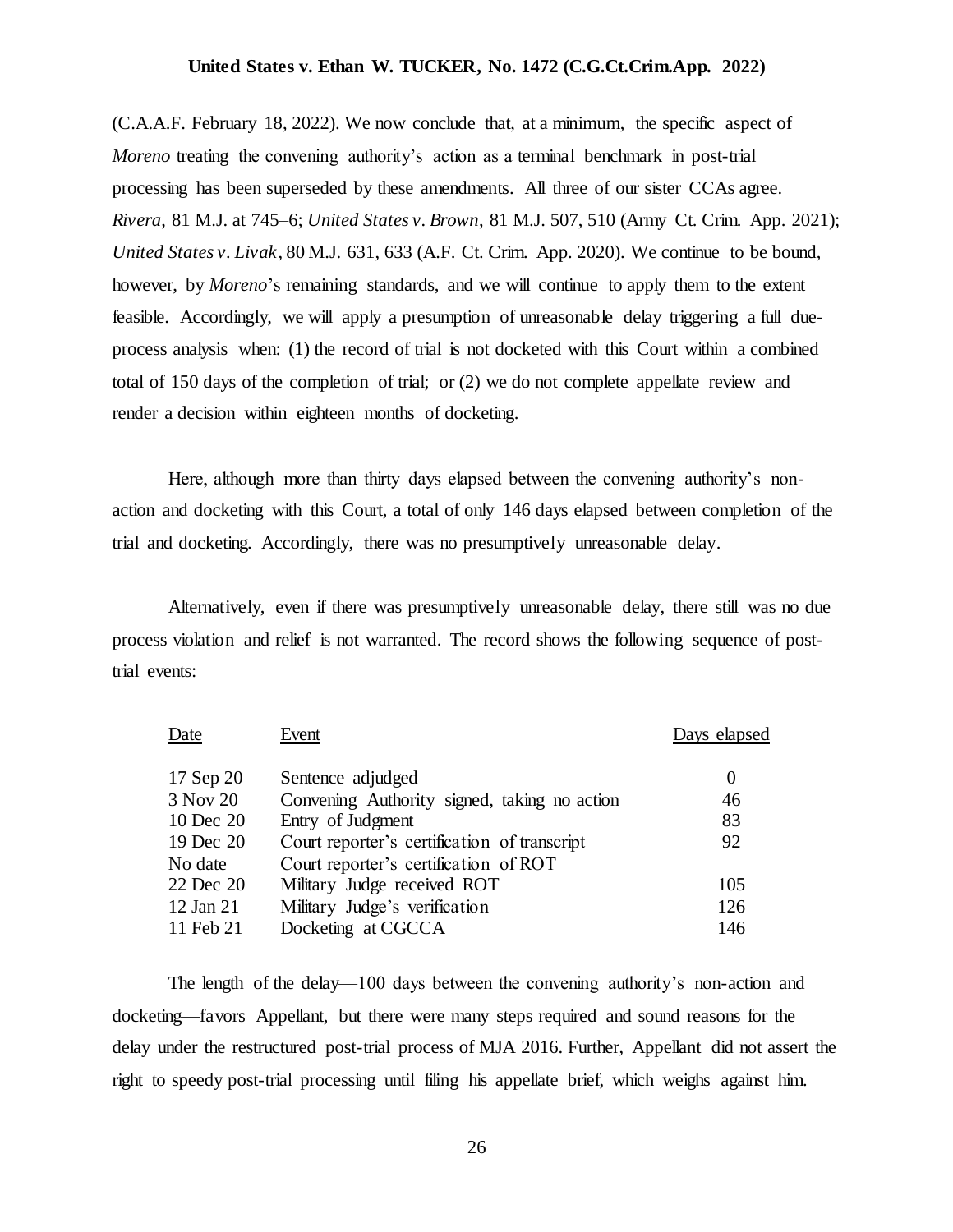(C.A.A.F. February 18, 2022). We now conclude that, at a minimum, the specific aspect of *Moreno* treating the convening authority's action as a terminal benchmark in post-trial processing has been superseded by these amendments. All three of our sister CCAs agree. *Rivera*, 81 M.J. at 745–6; *United States v. Brown*, 81 M.J. 507, 510 (Army Ct. Crim. App. 2021); *United States v. Livak*, 80 M.J. 631, 633 (A.F. Ct. Crim. App. 2020). We continue to be bound, however, by *Moreno*'s remaining standards, and we will continue to apply them to the extent feasible. Accordingly, we will apply a presumption of unreasonable delay triggering a full due-process analysis when: (1) the record of trial is not docketed with this Court within a combined total of 150 days of the completion of trial; or (2) we do not complete appellate review and render a decision within eighteen months of docketing.

Here, although more than thirty days elapsed between the convening authority's non-action and docketing with this Court, a total of only 146 days elapsed between completion of the trial and docketing. Accordingly, there was no presumptively unreasonable delay.

Alternatively, even if there was presumptively unreasonable delay, there still was no due process violation and relief is not warranted. The record shows the following sequence of post-trial events:

| Date | Event | Days elapsed |
|---|---|---|
| 17 Sep 20 | Sentence adjudged | 0 |
| 3 Nov 20 | Convening Authority signed, taking no action | 46 |
| 10 Dec 20 | Entry of Judgment | 83 |
| 19 Dec 20 | Court reporter's certification of transcript | 92 |
| No date | Court reporter's certification of ROT | |
| 22 Dec 20 | Military Judge received ROT | 105 |
| 12 Jan 21 | Military Judge's verification | 126 |
| 11 Feb 21 | Docketing at CGCCA | 146 |

The length of the delay—100 days between the convening authority's non-action and docketing—favors Appellant, but there were many steps required and sound reasons for the delay under the restructured post-trial process of MJA 2016. Further, Appellant did not assert the right to speedy post-trial processing until filing his appellate brief, which weighs against him.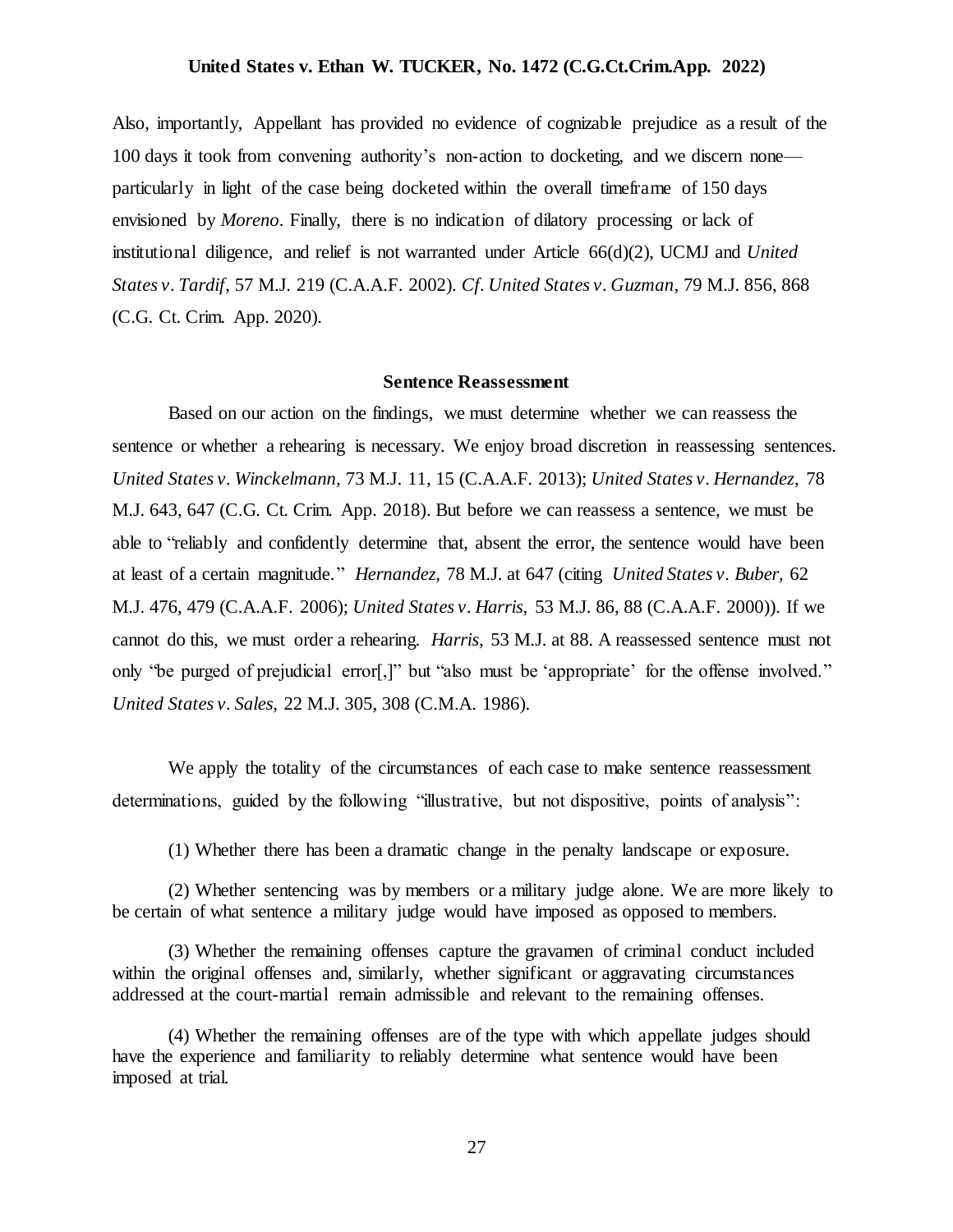Also, importantly, Appellant has provided no evidence of cognizable prejudice as a result of the 100 days it took from convening authority's non-action to docketing, and we discern none—particularly in light of the case being docketed within the overall timeframe of 150 days envisioned by *Moreno*. Finally, there is no indication of dilatory processing or lack of institutional diligence, and relief is not warranted under Article 66(d)(2), UCMJ and *United States v. Tardif*, 57 M.J. 219 (C.A.A.F. 2002). *Cf. United States v. Guzman,* 79 M.J. 856, 868 (C.G. Ct. Crim. App. 2020).

### Sentence Reassessment

Based on our action on the findings, we must determine whether we can reassess the sentence or whether a rehearing is necessary. We enjoy broad discretion in reassessing sentences. *United States v. Winckelmann,* 73 M.J. 11, 15 (C.A.A.F. 2013); *United States v. Hernandez,* 78 M.J. 643, 647 (C.G. Ct. Crim. App. 2018). But before we can reassess a sentence, we must be able to "reliably and confidently determine that, absent the error, the sentence would have been at least of a certain magnitude." *Hernandez,* 78 M.J. at 647 (citing *United States v. Buber,* 62 M.J. 476, 479 (C.A.A.F. 2006); *United States v. Harris,* 53 M.J. 86, 88 (C.A.A.F. 2000)). If we cannot do this, we must order a rehearing. *Harris,* 53 M.J. at 88. A reassessed sentence must not only "be purged of prejudicial error[,]" but "also must be 'appropriate' for the offense involved." *United States v. Sales,* 22 M.J. 305, 308 (C.M.A. 1986).

We apply the totality of the circumstances of each case to make sentence reassessment determinations, guided by the following "illustrative, but not dispositive, points of analysis":

(1) Whether there has been a dramatic change in the penalty landscape or exposure.

(2) Whether sentencing was by members or a military judge alone. We are more likely to be certain of what sentence a military judge would have imposed as opposed to members.

(3) Whether the remaining offenses capture the gravamen of criminal conduct included within the original offenses and, similarly, whether significant or aggravating circumstances addressed at the court-martial remain admissible and relevant to the remaining offenses.

(4) Whether the remaining offenses are of the type with which appellate judges should have the experience and familiarity to reliably determine what sentence would have been imposed at trial.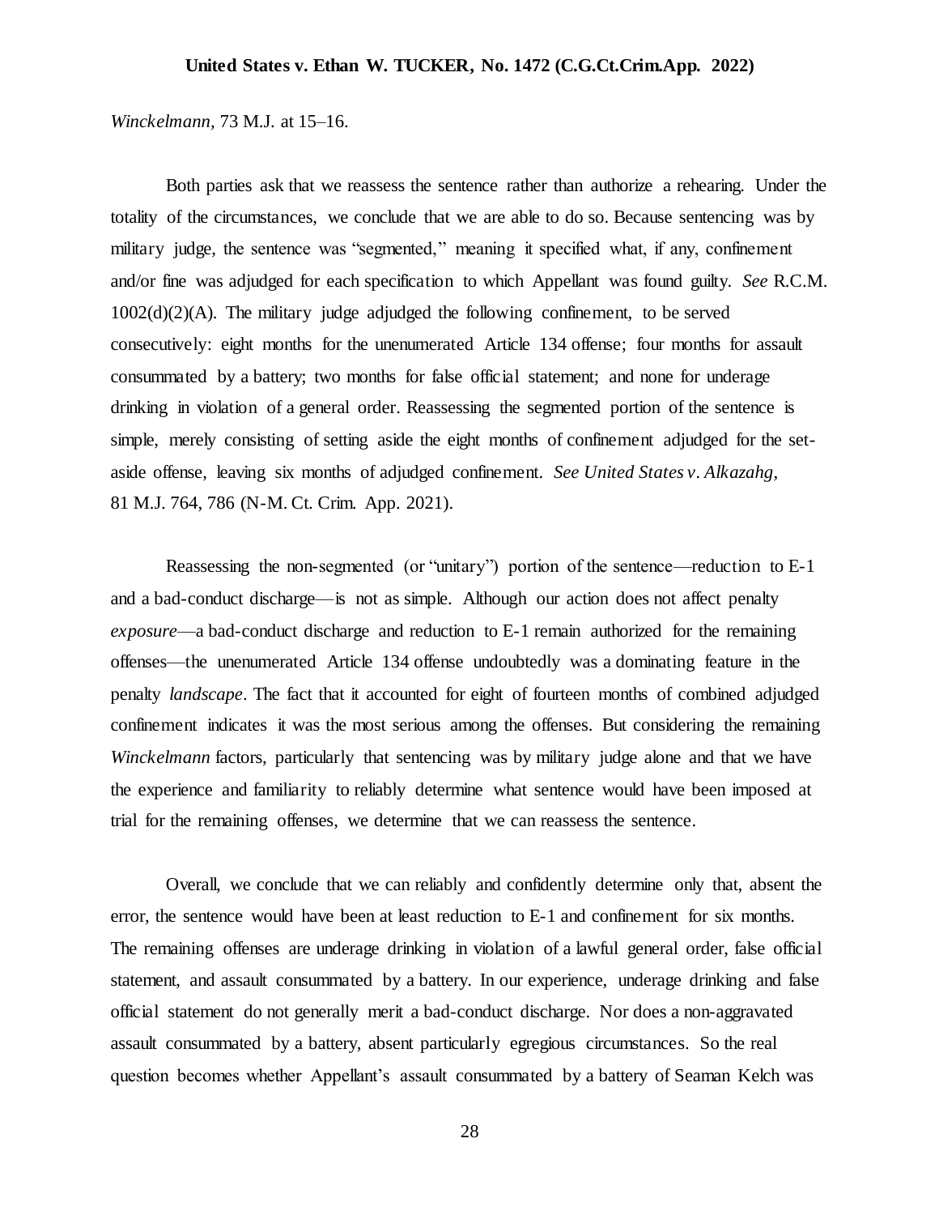*Winckelmann*, 73 M.J. at 15–16.

Both parties ask that we reassess the sentence rather than authorize a rehearing. Under the totality of the circumstances, we conclude that we are able to do so. Because sentencing was by military judge, the sentence was "segmented," meaning it specified what, if any, confinement and/or fine was adjudged for each specification to which Appellant was found guilty. *See* R.C.M. 1002(d)(2)(A). The military judge adjudged the following confinement, to be served consecutively: eight months for the unenumerated Article 134 offense; four months for assault consummated by a battery; two months for false official statement; and none for underage drinking in violation of a general order. Reassessing the segmented portion of the sentence is simple, merely consisting of setting aside the eight months of confinement adjudged for the set-aside offense, leaving six months of adjudged confinement. *See United States v. Alkazahg*, 81 M.J. 764, 786 (N-M. Ct. Crim. App. 2021).

Reassessing the non-segmented (or "unitary") portion of the sentence—reduction to E-1 and a bad-conduct discharge—is not as simple. Although our action does not affect penalty *exposure*—a bad-conduct discharge and reduction to E-1 remain authorized for the remaining offenses—the unenumerated Article 134 offense undoubtedly was a dominating feature in the penalty *landscape*. The fact that it accounted for eight of fourteen months of combined adjudged confinement indicates it was the most serious among the offenses. But considering the remaining *Winckelmann* factors, particularly that sentencing was by military judge alone and that we have the experience and familiarity to reliably determine what sentence would have been imposed at trial for the remaining offenses, we determine that we can reassess the sentence.

Overall, we conclude that we can reliably and confidently determine only that, absent the error, the sentence would have been at least reduction to E-1 and confinement for six months. The remaining offenses are underage drinking in violation of a lawful general order, false official statement, and assault consummated by a battery. In our experience, underage drinking and false official statement do not generally merit a bad-conduct discharge. Nor does a non-aggravated assault consummated by a battery, absent particularly egregious circumstances. So the real question becomes whether Appellant's assault consummated by a battery of Seaman Kelch was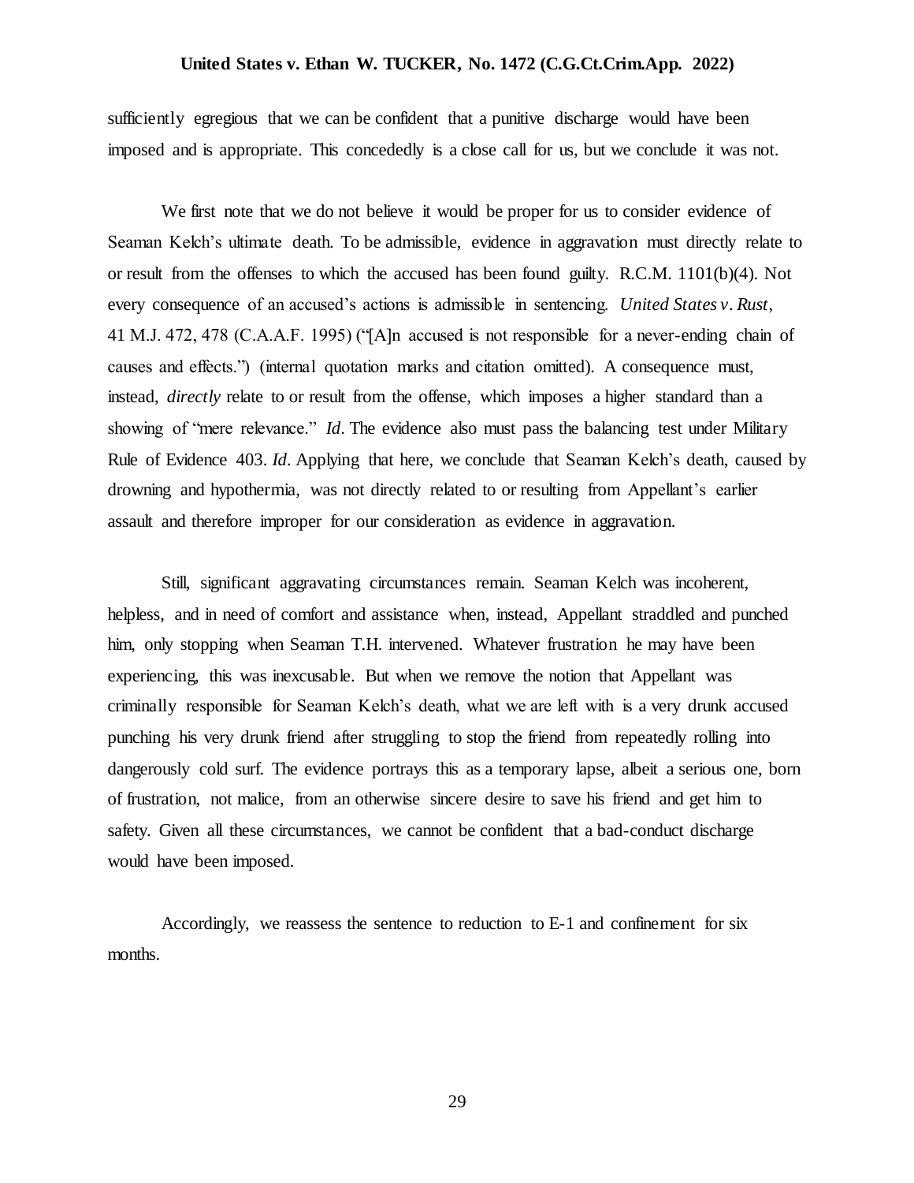sufficiently egregious that we can be confident that a punitive discharge would have been imposed and is appropriate. This concededly is a close call for us, but we conclude it was not.

We first note that we do not believe it would be proper for us to consider evidence of Seaman Kelch's ultimate death. To be admissible, evidence in aggravation must directly relate to or result from the offenses to which the accused has been found guilty. R.C.M. 1101(b)(4). Not every consequence of an accused's actions is admissible in sentencing. *United States v. Rust*, 41 M.J. 472, 478 (C.A.A.F. 1995) ("[A]n accused is not responsible for a never-ending chain of causes and effects.") (internal quotation marks and citation omitted). A consequence must, instead, *directly* relate to or result from the offense, which imposes a higher standard than a showing of "mere relevance." *Id*. The evidence also must pass the balancing test under Military Rule of Evidence 403. *Id*. Applying that here, we conclude that Seaman Kelch's death, caused by drowning and hypothermia, was not directly related to or resulting from Appellant's earlier assault and therefore improper for our consideration as evidence in aggravation.

Still, significant aggravating circumstances remain. Seaman Kelch was incoherent, helpless, and in need of comfort and assistance when, instead, Appellant straddled and punched him, only stopping when Seaman T.H. intervened. Whatever frustration he may have been experiencing, this was inexcusable. But when we remove the notion that Appellant was criminally responsible for Seaman Kelch's death, what we are left with is a very drunk accused punching his very drunk friend after struggling to stop the friend from repeatedly rolling into dangerously cold surf. The evidence portrays this as a temporary lapse, albeit a serious one, born of frustration, not malice, from an otherwise sincere desire to save his friend and get him to safety. Given all these circumstances, we cannot be confident that a bad-conduct discharge would have been imposed.

Accordingly, we reassess the sentence to reduction to E-1 and confinement for six months.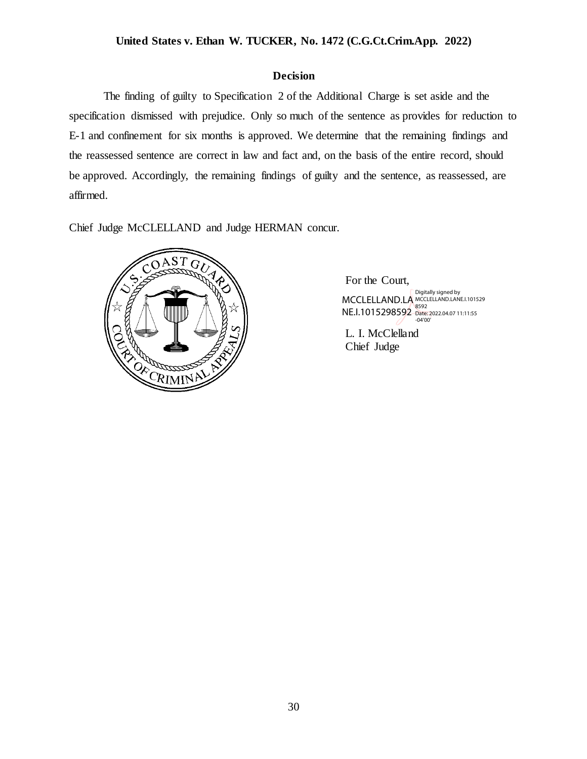## Decision

The finding of guilty to Specification 2 of the Additional Charge is set aside and the specification dismissed with prejudice. Only so much of the sentence as provides for reduction to E-1 and confinement for six months is approved. We determine that the remaining findings and the reassessed sentence are correct in law and fact and, on the basis of the entire record, should be approved. Accordingly, the remaining findings of guilty and the sentence, as reassessed, are affirmed.

Chief Judge McCLELLAND and Judge HERMAN concur.

For the Court,

MCCLELLAND.LANE.I.1015298592 Digitally signed by MCCLELLAND.LANE.I.1015298592 Date: 2022.04.07 11:11:55 -04'00'

L. I. McClelland
Chief Judge